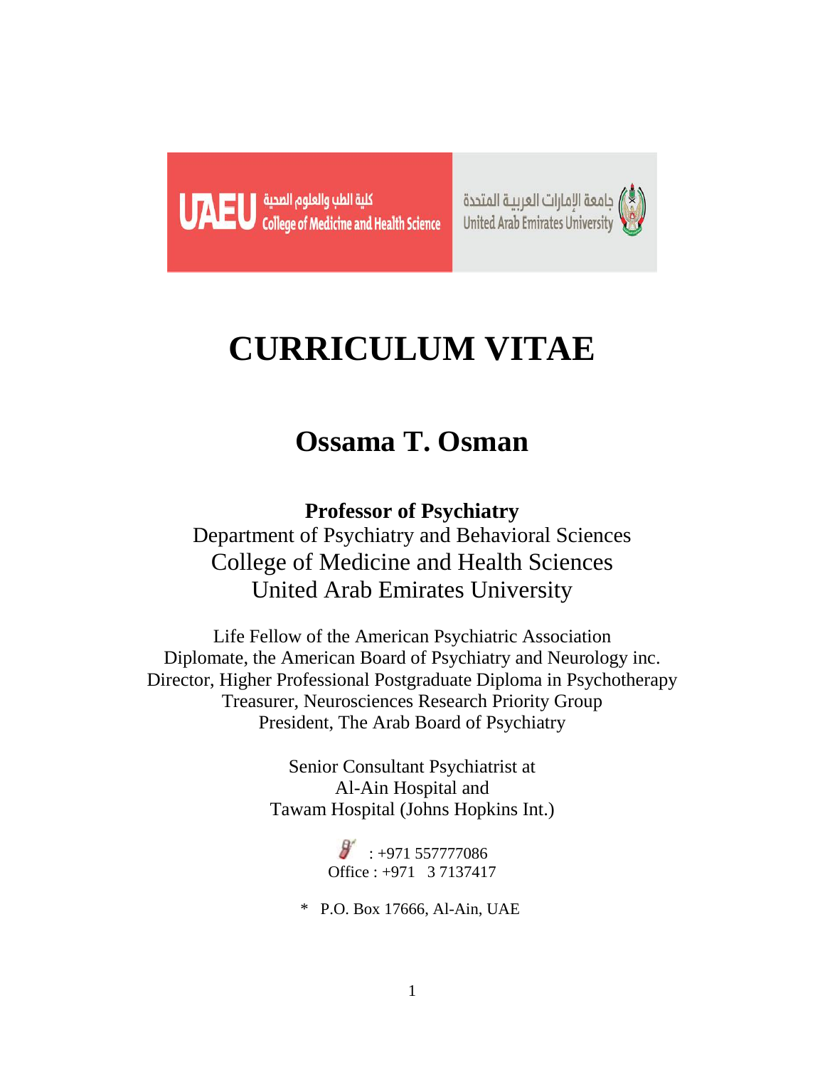UAEU كلية الطب والعلوم الصحية College of Medicine and Health Science

جامعة الإمارات العربية المتحدة United Arab Emirates University

# CURRICULUM VITAE

## Ossama T. Osman

**Professor of Psychiatry**
Department of Psychiatry and Behavioral Sciences
College of Medicine and Health Sciences
United Arab Emirates University

Life Fellow of the American Psychiatric Association
Diplomate, the American Board of Psychiatry and Neurology inc.
Director, Higher Professional Postgraduate Diploma in Psychotherapy
Treasurer, Neurosciences Research Priority Group
President, The Arab Board of Psychiatry

Senior Consultant Psychiatrist at
Al-Ain Hospital and
Tawam Hospital (Johns Hopkins Int.)

: +971 557777086
Office : +971 3 7137417

* P.O. Box 17666, Al-Ain, UAE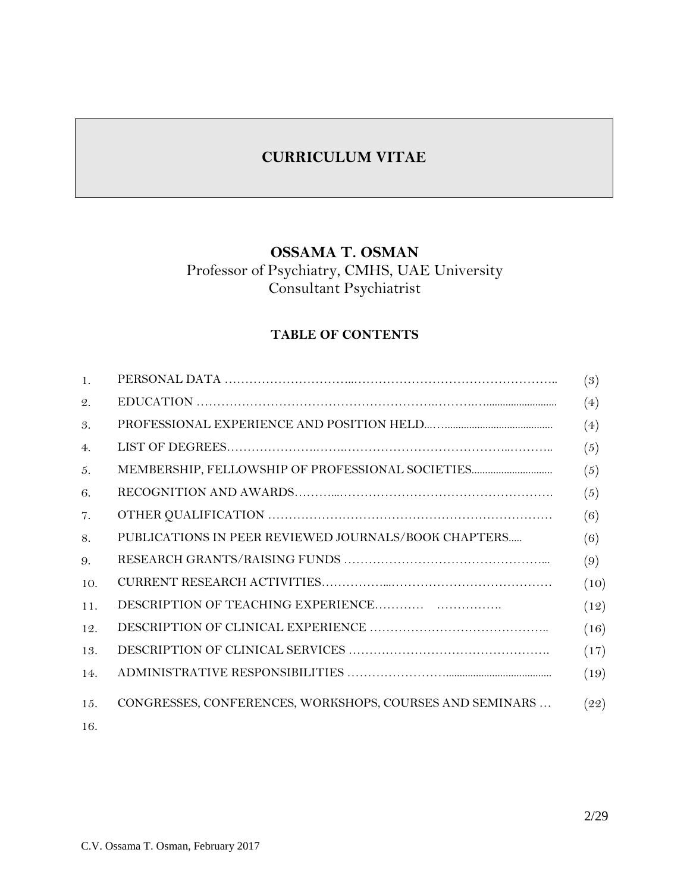# CURRICULUM VITAE

## OSSAMA T. OSMAN

Professor of Psychiatry, CMHS, UAE University

Consultant Psychiatrist

### TABLE OF CONTENTS

| | | |
|---|---|---|
| 1. | PERSONAL DATA | (3) |
| 2. | EDUCATION | (4) |
| 3. | PROFESSIONAL EXPERIENCE AND POSITION HELD | (4) |
| 4. | LIST OF DEGREES | (5) |
| 5. | MEMBERSHIP, FELLOWSHIP OF PROFESSIONAL SOCIETIES | (5) |
| 6. | RECOGNITION AND AWARDS | (5) |
| 7. | OTHER QUALIFICATION | (6) |
| 8. | PUBLICATIONS IN PEER REVIEWED JOURNALS/BOOK CHAPTERS | (6) |
| 9. | RESEARCH GRANTS/RAISING FUNDS | (9) |
| 10. | CURRENT RESEARCH ACTIVITIES | (10) |
| 11. | DESCRIPTION OF TEACHING EXPERIENCE | (12) |
| 12. | DESCRIPTION OF CLINICAL EXPERIENCE | (16) |
| 13. | DESCRIPTION OF CLINICAL SERVICES | (17) |
| 14. | ADMINISTRATIVE RESPONSIBILITIES | (19) |
| 15. | CONGRESSES, CONFERENCES, WORKSHOPS, COURSES AND SEMINARS … | (22) |
| 16. | | |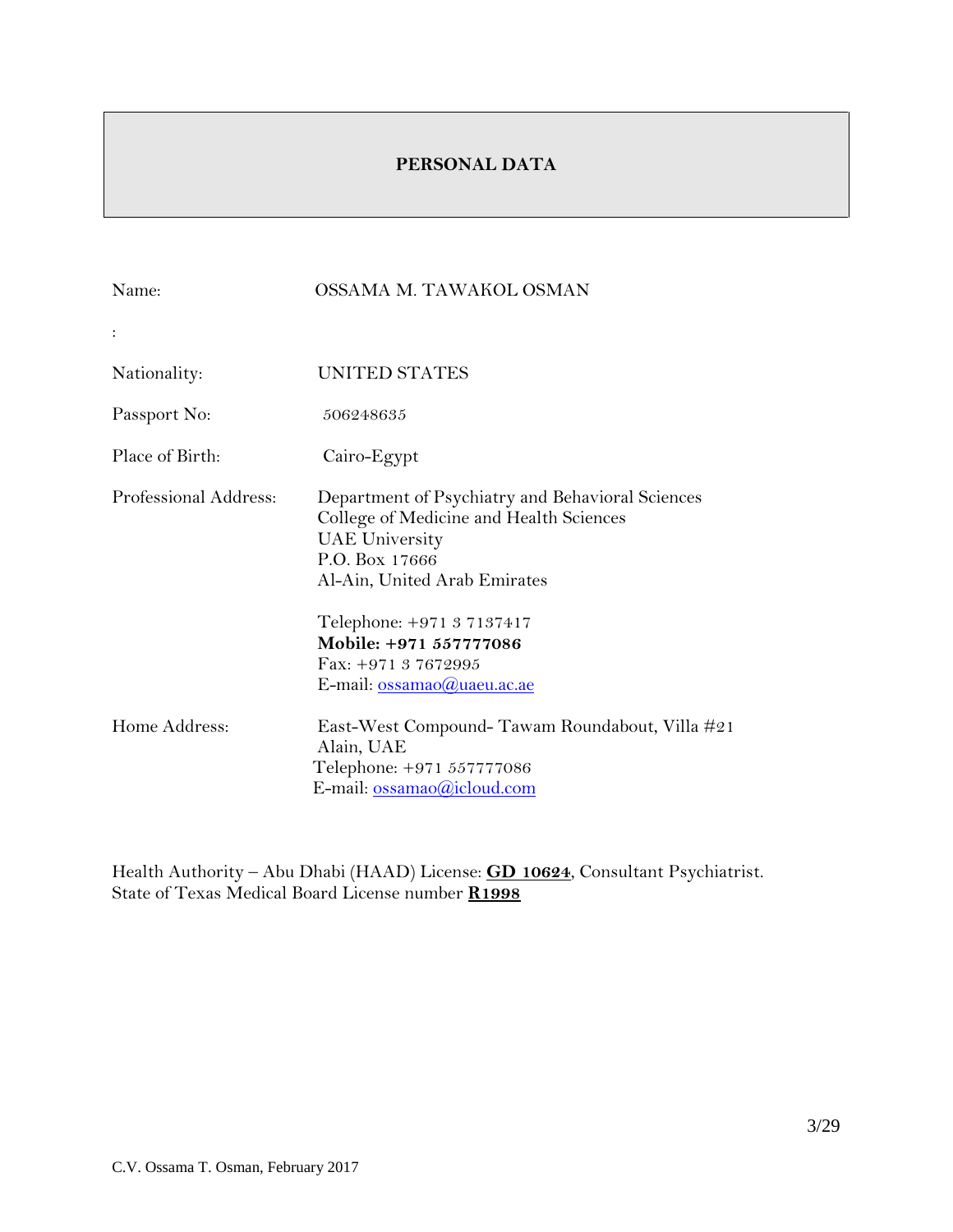## PERSONAL DATA

Name: OSSAMA M. TAWAKOL OSMAN

:

Nationality: UNITED STATES

Passport No: 506248635

Place of Birth: Cairo-Egypt

Professional Address: Department of Psychiatry and Behavioral Sciences
College of Medicine and Health Sciences
UAE University
P.O. Box 17666
Al-Ain, United Arab Emirates

Telephone: +971 3 7137417
**Mobile: +971 557777086**
Fax: +971 3 7672995
E-mail: ossamao@uaeu.ac.ae

Home Address: East-West Compound- Tawam Roundabout, Villa #21
Alain, UAE
Telephone: +971 557777086
E-mail: ossamao@icloud.com

Health Authority – Abu Dhabi (HAAD) License: **GD 10624**, Consultant Psychiatrist.
State of Texas Medical Board License number **R1998**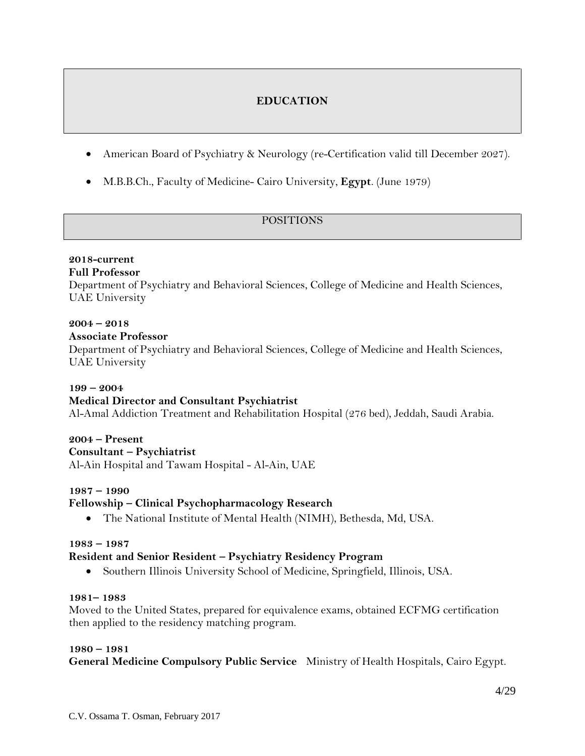## EDUCATION

- American Board of Psychiatry & Neurology (re-Certification valid till December 2027).
- M.B.B.Ch., Faculty of Medicine- Cairo University, **Egypt**. (June 1979)

## POSITIONS

**2018-current**
**Full Professor**
Department of Psychiatry and Behavioral Sciences, College of Medicine and Health Sciences, UAE University

**2004 – 2018**
**Associate Professor**
Department of Psychiatry and Behavioral Sciences, College of Medicine and Health Sciences, UAE University

**199 – 2004**
**Medical Director and Consultant Psychiatrist**
Al-Amal Addiction Treatment and Rehabilitation Hospital (276 bed), Jeddah, Saudi Arabia.

**2004 – Present**
**Consultant – Psychiatrist**
Al-Ain Hospital and Tawam Hospital - Al-Ain, UAE

**1987 – 1990**
**Fellowship – Clinical Psychopharmacology Research**

- The National Institute of Mental Health (NIMH), Bethesda, Md, USA.

**1983 – 1987**
**Resident and Senior Resident – Psychiatry Residency Program**

- Southern Illinois University School of Medicine, Springfield, Illinois, USA.

**1981– 1983**
Moved to the United States, prepared for equivalence exams, obtained ECFMG certification then applied to the residency matching program.

**1980 – 1981**
**General Medicine Compulsory Public Service** Ministry of Health Hospitals, Cairo Egypt.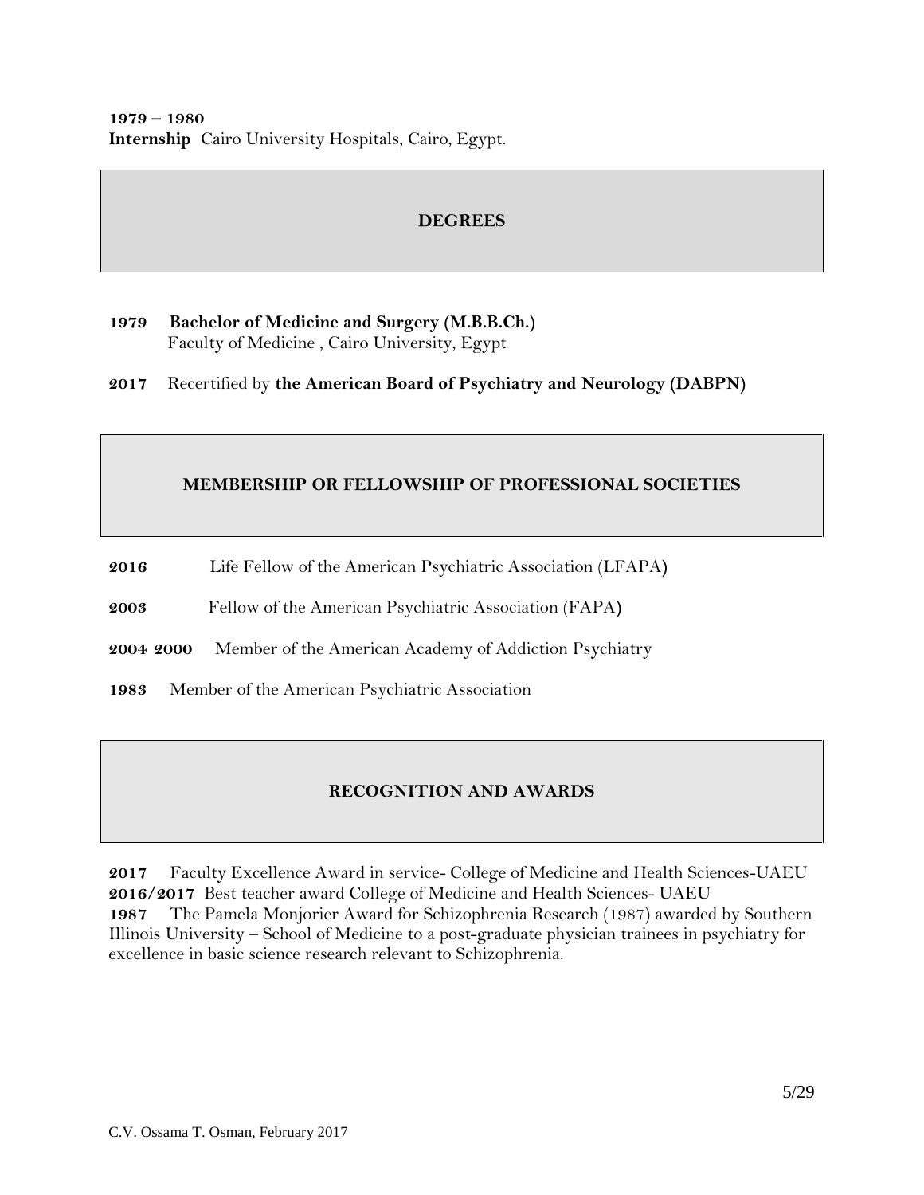**1979 – 1980**
**Internship** Cairo University Hospitals, Cairo, Egypt.

## DEGREES

**1979** **Bachelor of Medicine and Surgery (M.B.B.Ch.)**
Faculty of Medicine , Cairo University, Egypt

**2017** Recertified by **the American Board of Psychiatry and Neurology (DABPN)**

## MEMBERSHIP OR FELLOWSHIP OF PROFESSIONAL SOCIETIES

**2016** Life Fellow of the American Psychiatric Association (LFAPA)

**2003** Fellow of the American Psychiatric Association (FAPA)

**2004 2000** Member of the American Academy of Addiction Psychiatry

**1983** Member of the American Psychiatric Association

## RECOGNITION AND AWARDS

**2017** Faculty Excellence Award in service- College of Medicine and Health Sciences-UAEU
**2016/2017** Best teacher award College of Medicine and Health Sciences- UAEU
**1987** The Pamela Monjorier Award for Schizophrenia Research (1987) awarded by Southern Illinois University – School of Medicine to a post-graduate physician trainees in psychiatry for excellence in basic science research relevant to Schizophrenia.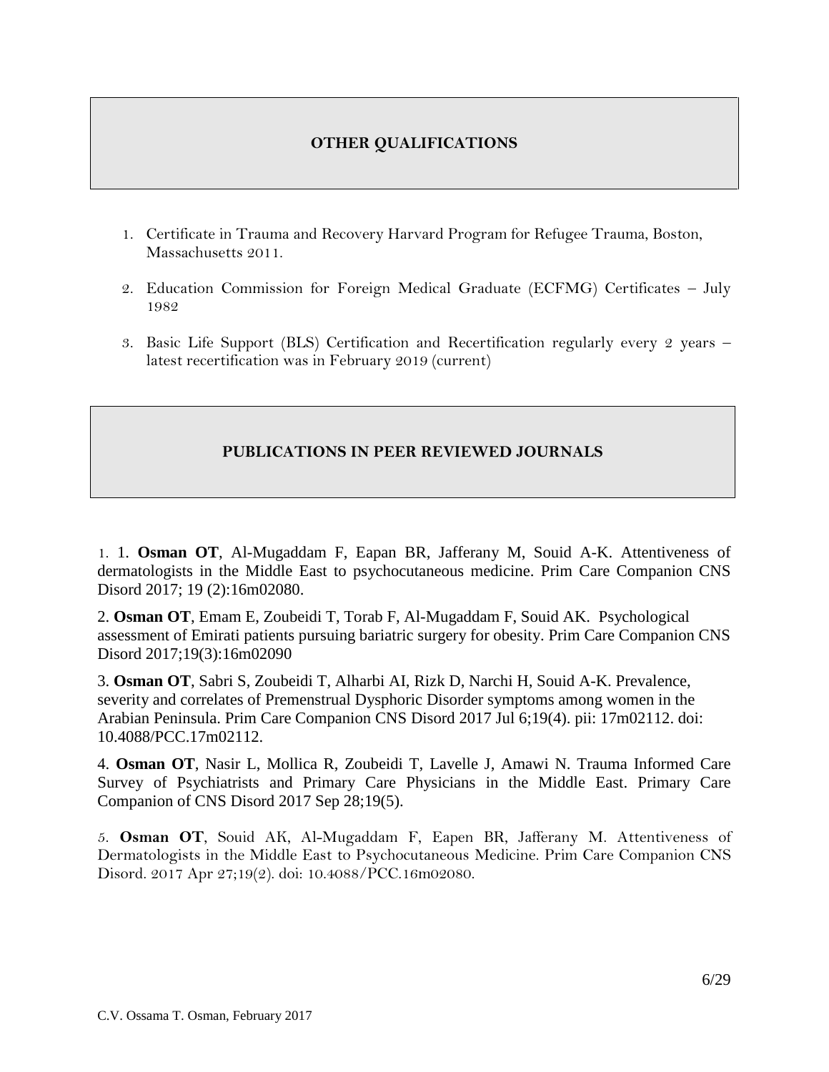## OTHER QUALIFICATIONS

1. Certificate in Trauma and Recovery Harvard Program for Refugee Trauma, Boston, Massachusetts 2011.
2. Education Commission for Foreign Medical Graduate (ECFMG) Certificates – July 1982
3. Basic Life Support (BLS) Certification and Recertification regularly every 2 years – latest recertification was in February 2019 (current)

## PUBLICATIONS IN PEER REVIEWED JOURNALS

1. 1. **Osman OT**, Al-Mugaddam F, Eapan BR, Jafferany M, Souid A-K. Attentiveness of dermatologists in the Middle East to psychocutaneous medicine. Prim Care Companion CNS Disord 2017; 19 (2):16m02080.

2. **Osman OT**, Emam E, Zoubeidi T, Torab F, Al-Mugaddam F, Souid AK. Psychological assessment of Emirati patients pursuing bariatric surgery for obesity. Prim Care Companion CNS Disord 2017;19(3):16m02090

3. **Osman OT**, Sabri S, Zoubeidi T, Alharbi AI, Rizk D, Narchi H, Souid A-K. Prevalence, severity and correlates of Premenstrual Dysphoric Disorder symptoms among women in the Arabian Peninsula. Prim Care Companion CNS Disord 2017 Jul 6;19(4). pii: 17m02112. doi: 10.4088/PCC.17m02112.

4. **Osman OT**, Nasir L, Mollica R, Zoubeidi T, Lavelle J, Amawi N. Trauma Informed Care Survey of Psychiatrists and Primary Care Physicians in the Middle East. Primary Care Companion of CNS Disord 2017 Sep 28;19(5).

5. **Osman OT**, Souid AK, Al-Mugaddam F, Eapen BR, Jafferany M. Attentiveness of Dermatologists in the Middle East to Psychocutaneous Medicine. Prim Care Companion CNS Disord. 2017 Apr 27;19(2). doi: 10.4088/PCC.16m02080.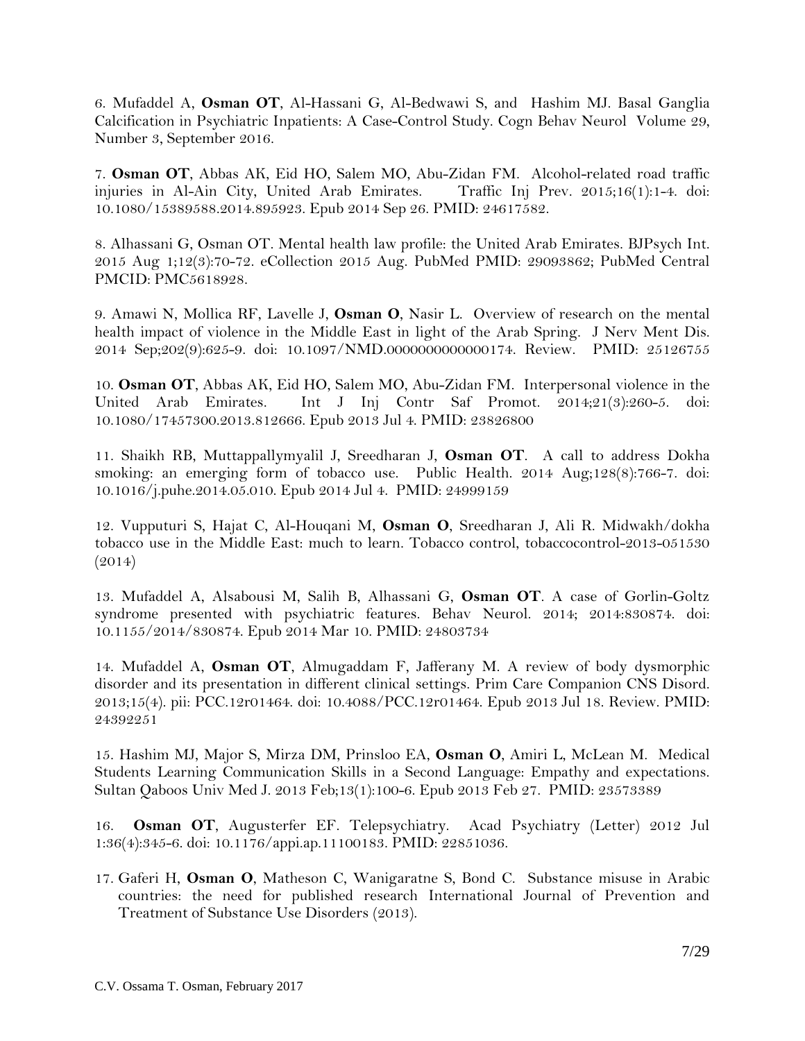6. Mufaddel A, **Osman OT**, Al-Hassani G, Al-Bedwawi S, and Hashim MJ. Basal Ganglia Calcification in Psychiatric Inpatients: A Case-Control Study. Cogn Behav Neurol Volume 29, Number 3, September 2016.

7. **Osman OT**, Abbas AK, Eid HO, Salem MO, Abu-Zidan FM. Alcohol-related road traffic injuries in Al-Ain City, United Arab Emirates. Traffic Inj Prev. 2015;16(1):1-4. doi: 10.1080/15389588.2014.895923. Epub 2014 Sep 26. PMID: 24617582.

8. Alhassani G, Osman OT. Mental health law profile: the United Arab Emirates. BJPsych Int. 2015 Aug 1;12(3):70-72. eCollection 2015 Aug. PubMed PMID: 29093862; PubMed Central PMCID: PMC5618928.

9. Amawi N, Mollica RF, Lavelle J, **Osman O**, Nasir L. Overview of research on the mental health impact of violence in the Middle East in light of the Arab Spring. J Nerv Ment Dis. 2014 Sep;202(9):625-9. doi: 10.1097/NMD.0000000000000174. Review. PMID: 25126755

10. **Osman OT**, Abbas AK, Eid HO, Salem MO, Abu-Zidan FM. Interpersonal violence in the United Arab Emirates. Int J Inj Contr Saf Promot. 2014;21(3):260-5. doi: 10.1080/17457300.2013.812666. Epub 2013 Jul 4. PMID: 23826800

11. Shaikh RB, Muttappallymyalil J, Sreedharan J, **Osman OT**. A call to address Dokha smoking: an emerging form of tobacco use. Public Health. 2014 Aug;128(8):766-7. doi: 10.1016/j.puhe.2014.05.010. Epub 2014 Jul 4. PMID: 24999159

12. Vupputuri S, Hajat C, Al-Houqani M, **Osman O**, Sreedharan J, Ali R. Midwakh/dokha tobacco use in the Middle East: much to learn. Tobacco control, tobaccocontrol-2013-051530 (2014)

13. Mufaddel A, Alsabousi M, Salih B, Alhassani G, **Osman OT**. A case of Gorlin-Goltz syndrome presented with psychiatric features. Behav Neurol. 2014; 2014:830874. doi: 10.1155/2014/830874. Epub 2014 Mar 10. PMID: 24803734

14. Mufaddel A, **Osman OT**, Almugaddam F, Jafferany M. A review of body dysmorphic disorder and its presentation in different clinical settings. Prim Care Companion CNS Disord. 2013;15(4). pii: PCC.12r01464. doi: 10.4088/PCC.12r01464. Epub 2013 Jul 18. Review. PMID: 24392251

15. Hashim MJ, Major S, Mirza DM, Prinsloo EA, **Osman O**, Amiri L, McLean M. Medical Students Learning Communication Skills in a Second Language: Empathy and expectations. Sultan Qaboos Univ Med J. 2013 Feb;13(1):100-6. Epub 2013 Feb 27. PMID: 23573389

16. **Osman OT**, Augusterfer EF. Telepsychiatry. Acad Psychiatry (Letter) 2012 Jul 1:36(4):345-6. doi: 10.1176/appi.ap.11100183. PMID: 22851036.

17. Gaferi H, **Osman O**, Matheson C, Wanigaratne S, Bond C. Substance misuse in Arabic countries: the need for published research International Journal of Prevention and Treatment of Substance Use Disorders (2013).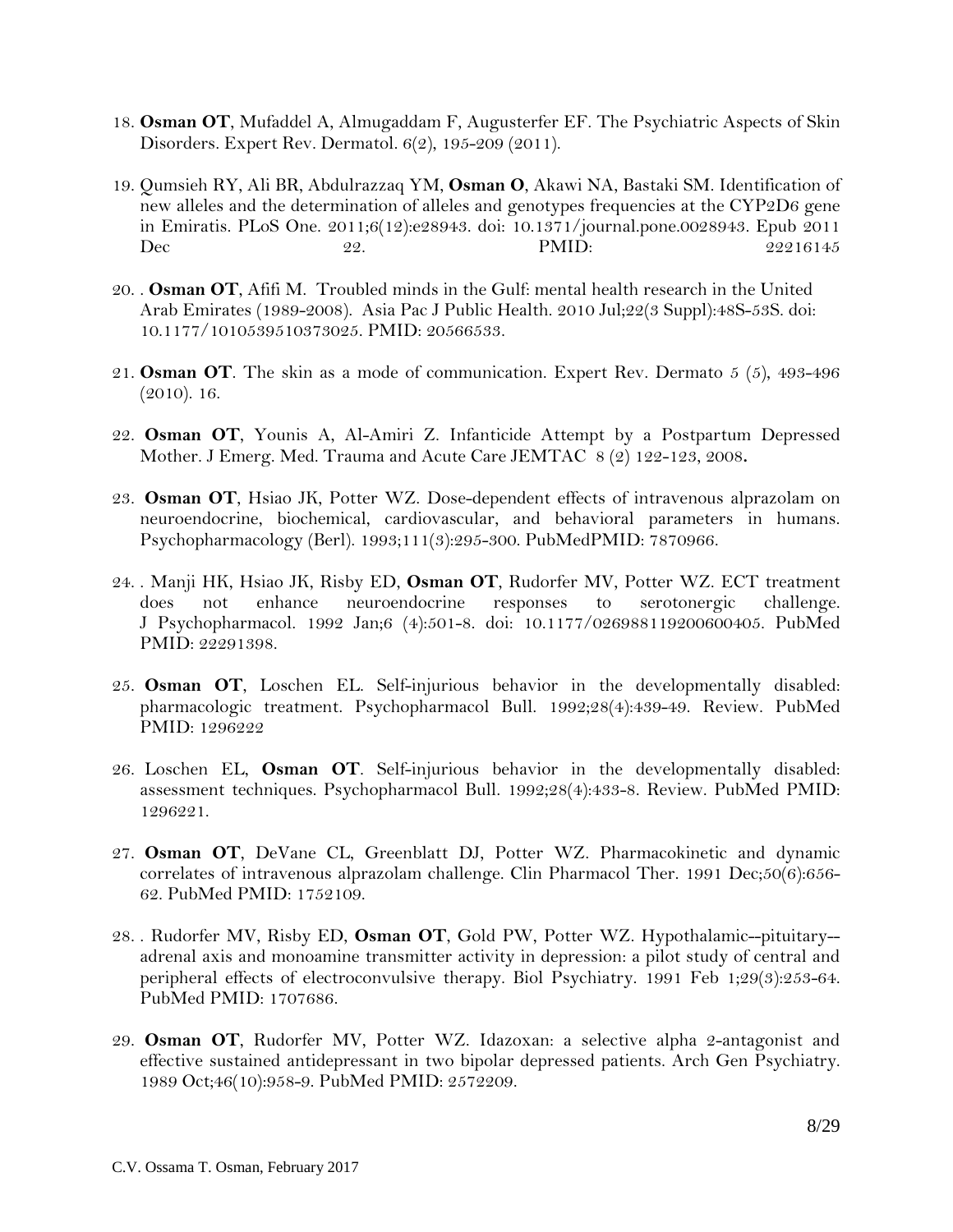18. **Osman OT**, Mufaddel A, Almugaddam F, Augusterfer EF. The Psychiatric Aspects of Skin Disorders. Expert Rev. Dermatol. 6(2), 195-209 (2011).

19. Qumsieh RY, Ali BR, Abdulrazzaq YM, **Osman O**, Akawi NA, Bastaki SM. Identification of new alleles and the determination of alleles and genotypes frequencies at the CYP2D6 gene in Emiratis. PLoS One. 2011;6(12):e28943. doi: 10.1371/journal.pone.0028943. Epub 2011 Dec 22. PMID: 22216145

20. . **Osman OT**, Afifi M. Troubled minds in the Gulf: mental health research in the United Arab Emirates (1989-2008). Asia Pac J Public Health. 2010 Jul;22(3 Suppl):48S-53S. doi: 10.1177/1010539510373025. PMID: 20566533.

21. **Osman OT**. The skin as a mode of communication. Expert Rev. Dermato 5 (5), 493-496 (2010). 16.

22. **Osman OT**, Younis A, Al-Amiri Z. Infanticide Attempt by a Postpartum Depressed Mother. J Emerg. Med. Trauma and Acute Care JEMTAC 8 (2) 122-123, 2008**.**

23. **Osman OT**, Hsiao JK, Potter WZ. Dose-dependent effects of intravenous alprazolam on neuroendocrine, biochemical, cardiovascular, and behavioral parameters in humans. Psychopharmacology (Berl). 1993;111(3):295-300. PubMedPMID: 7870966.

24. . Manji HK, Hsiao JK, Risby ED, **Osman OT**, Rudorfer MV, Potter WZ. ECT treatment does not enhance neuroendocrine responses to serotonergic challenge. J Psychopharmacol. 1992 Jan;6 (4):501-8. doi: 10.1177/026988119200600405. PubMed PMID: 22291398.

25. **Osman OT**, Loschen EL. Self-injurious behavior in the developmentally disabled: pharmacologic treatment. Psychopharmacol Bull. 1992;28(4):439-49. Review. PubMed PMID: 1296222

26. Loschen EL, **Osman OT**. Self-injurious behavior in the developmentally disabled: assessment techniques. Psychopharmacol Bull. 1992;28(4):433-8. Review. PubMed PMID: 1296221.

27. **Osman OT**, DeVane CL, Greenblatt DJ, Potter WZ. Pharmacokinetic and dynamic correlates of intravenous alprazolam challenge. Clin Pharmacol Ther. 1991 Dec;50(6):656-62. PubMed PMID: 1752109.

28. . Rudorfer MV, Risby ED, **Osman OT**, Gold PW, Potter WZ. Hypothalamic--pituitary--adrenal axis and monoamine transmitter activity in depression: a pilot study of central and peripheral effects of electroconvulsive therapy. Biol Psychiatry. 1991 Feb 1;29(3):253-64. PubMed PMID: 1707686.

29. **Osman OT**, Rudorfer MV, Potter WZ. Idazoxan: a selective alpha 2-antagonist and effective sustained antidepressant in two bipolar depressed patients. Arch Gen Psychiatry. 1989 Oct;46(10):958-9. PubMed PMID: 2572209.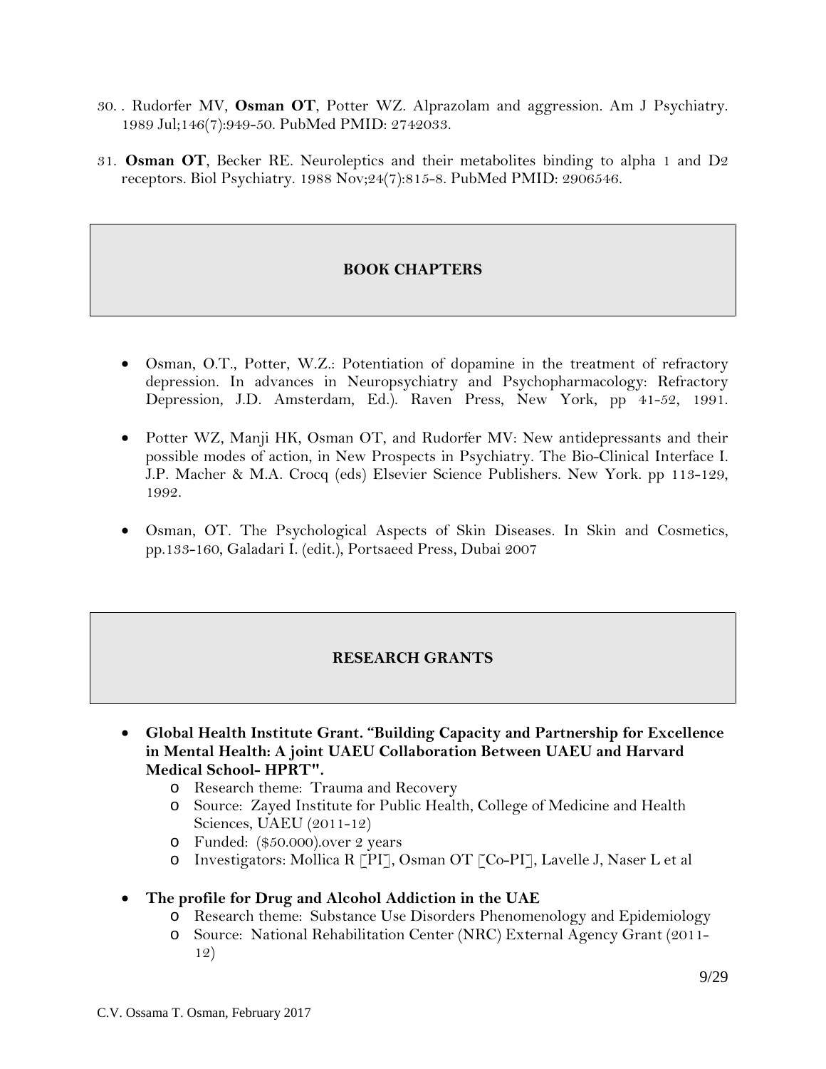30. . Rudorfer MV, **Osman OT**, Potter WZ. Alprazolam and aggression. Am J Psychiatry. 1989 Jul;146(7):949-50. PubMed PMID: 2742033.

31. **Osman OT**, Becker RE. Neuroleptics and their metabolites binding to alpha 1 and D2 receptors. Biol Psychiatry. 1988 Nov;24(7):815-8. PubMed PMID: 2906546.

## BOOK CHAPTERS

- Osman, O.T., Potter, W.Z.: Potentiation of dopamine in the treatment of refractory depression. In advances in Neuropsychiatry and Psychopharmacology: Refractory Depression, J.D. Amsterdam, Ed.). Raven Press, New York, pp 41-52, 1991.
- Potter WZ, Manji HK, Osman OT, and Rudorfer MV: New antidepressants and their possible modes of action, in New Prospects in Psychiatry. The Bio-Clinical Interface I. J.P. Macher & M.A. Crocq (eds) Elsevier Science Publishers. New York. pp 113-129, 1992.
- Osman, OT. The Psychological Aspects of Skin Diseases. In Skin and Cosmetics, pp.133-160, Galadari I. (edit.), Portsaeed Press, Dubai 2007

## RESEARCH GRANTS

- **Global Health Institute Grant. "Building Capacity and Partnership for Excellence in Mental Health: A joint UAEU Collaboration Between UAEU and Harvard Medical School- HPRT".**
  - Research theme: Trauma and Recovery
  - Source: Zayed Institute for Public Health, College of Medicine and Health Sciences, UAEU (2011-12)
  - Funded: ($50.000).over 2 years
  - Investigators: Mollica R [PI], Osman OT [Co-PI], Lavelle J, Naser L et al
- **The profile for Drug and Alcohol Addiction in the UAE**
  - Research theme: Substance Use Disorders Phenomenology and Epidemiology
  - Source: National Rehabilitation Center (NRC) External Agency Grant (2011-12)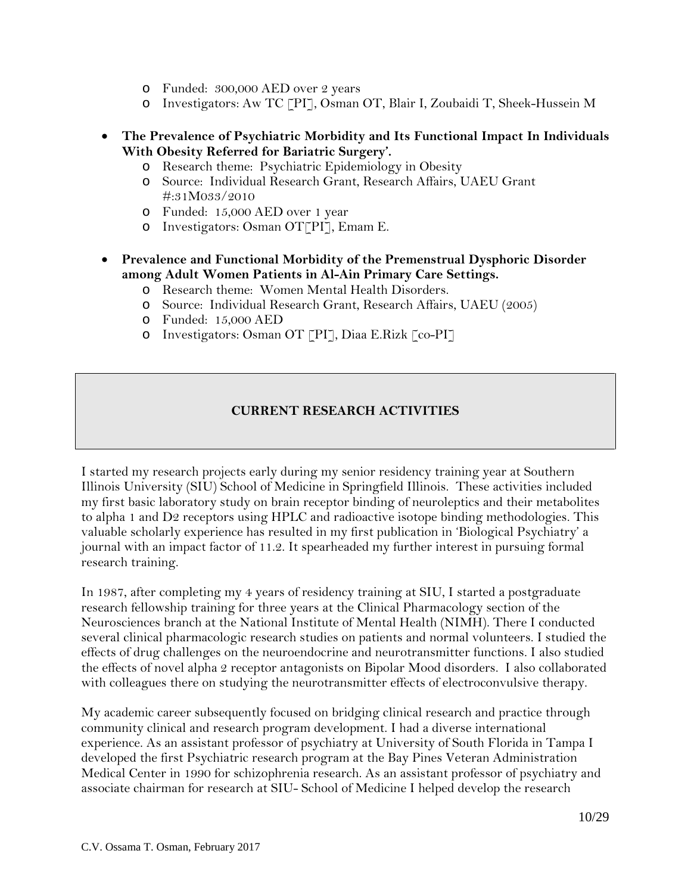- Funded: 300,000 AED over 2 years
  - Investigators: Aw TC [PI], Osman OT, Blair I, Zoubaidi T, Sheek-Hussein M

- **The Prevalence of Psychiatric Morbidity and Its Functional Impact In Individuals With Obesity Referred for Bariatric Surgery'.**
  - Research theme: Psychiatric Epidemiology in Obesity
  - Source: Individual Research Grant, Research Affairs, UAEU Grant #:31M033/2010
  - Funded: 15,000 AED over 1 year
  - Investigators: Osman OT[PI], Emam E.

- **Prevalence and Functional Morbidity of the Premenstrual Dysphoric Disorder among Adult Women Patients in Al-Ain Primary Care Settings.**
  - Research theme: Women Mental Health Disorders.
  - Source: Individual Research Grant, Research Affairs, UAEU (2005)
  - Funded: 15,000 AED
  - Investigators: Osman OT [PI], Diaa E.Rizk [co-PI]

## CURRENT RESEARCH ACTIVITIES

I started my research projects early during my senior residency training year at Southern Illinois University (SIU) School of Medicine in Springfield Illinois. These activities included my first basic laboratory study on brain receptor binding of neuroleptics and their metabolites to alpha 1 and D2 receptors using HPLC and radioactive isotope binding methodologies. This valuable scholarly experience has resulted in my first publication in 'Biological Psychiatry' a journal with an impact factor of 11.2. It spearheaded my further interest in pursuing formal research training.

In 1987, after completing my 4 years of residency training at SIU, I started a postgraduate research fellowship training for three years at the Clinical Pharmacology section of the Neurosciences branch at the National Institute of Mental Health (NIMH). There I conducted several clinical pharmacologic research studies on patients and normal volunteers. I studied the effects of drug challenges on the neuroendocrine and neurotransmitter functions. I also studied the effects of novel alpha 2 receptor antagonists on Bipolar Mood disorders. I also collaborated with colleagues there on studying the neurotransmitter effects of electroconvulsive therapy.

My academic career subsequently focused on bridging clinical research and practice through community clinical and research program development. I had a diverse international experience. As an assistant professor of psychiatry at University of South Florida in Tampa I developed the first Psychiatric research program at the Bay Pines Veteran Administration Medical Center in 1990 for schizophrenia research. As an assistant professor of psychiatry and associate chairman for research at SIU- School of Medicine I helped develop the research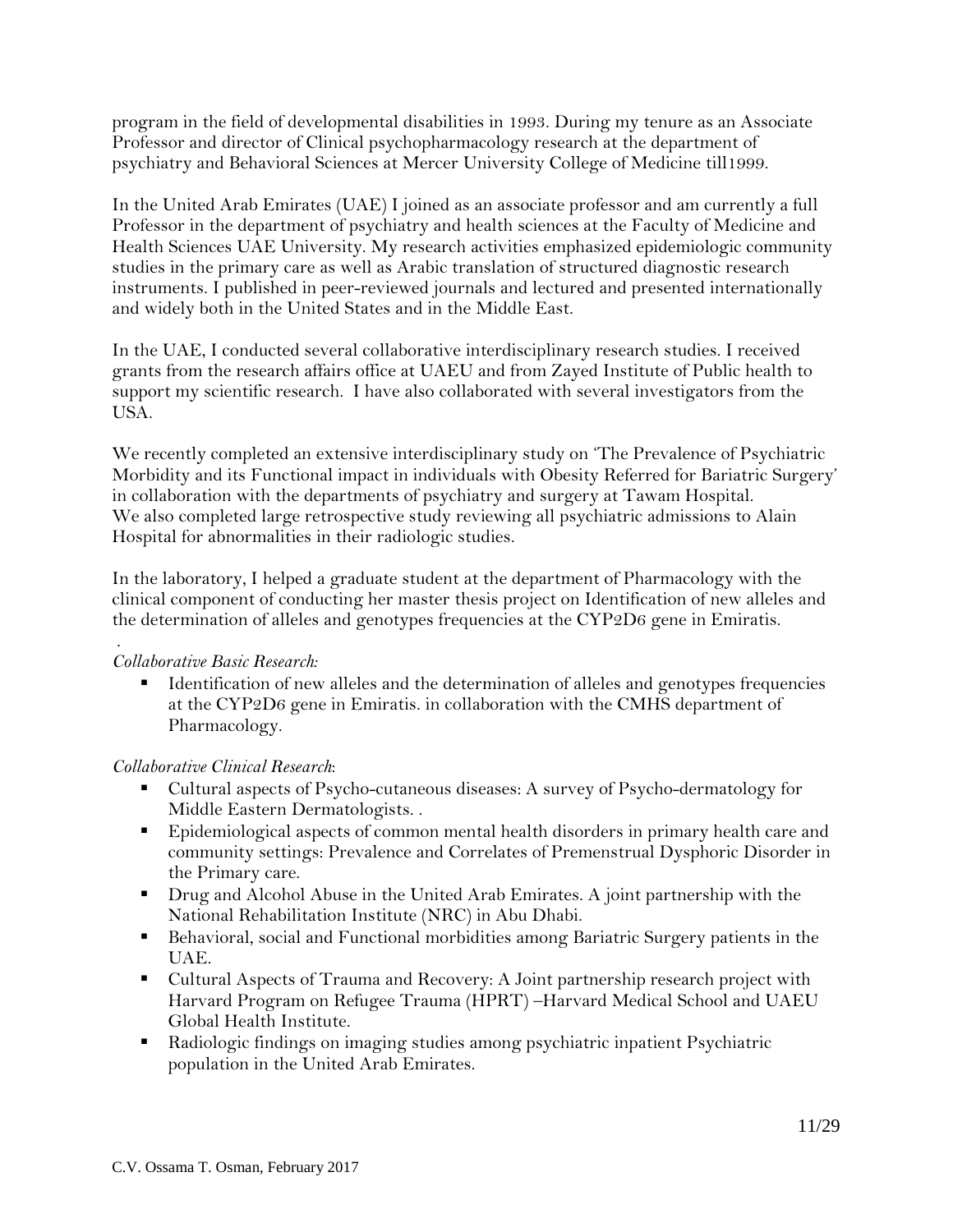program in the field of developmental disabilities in 1993. During my tenure as an Associate Professor and director of Clinical psychopharmacology research at the department of psychiatry and Behavioral Sciences at Mercer University College of Medicine till1999.

In the United Arab Emirates (UAE) I joined as an associate professor and am currently a full Professor in the department of psychiatry and health sciences at the Faculty of Medicine and Health Sciences UAE University. My research activities emphasized epidemiologic community studies in the primary care as well as Arabic translation of structured diagnostic research instruments. I published in peer-reviewed journals and lectured and presented internationally and widely both in the United States and in the Middle East.

In the UAE, I conducted several collaborative interdisciplinary research studies. I received grants from the research affairs office at UAEU and from Zayed Institute of Public health to support my scientific research. I have also collaborated with several investigators from the USA.

We recently completed an extensive interdisciplinary study on 'The Prevalence of Psychiatric Morbidity and its Functional impact in individuals with Obesity Referred for Bariatric Surgery' in collaboration with the departments of psychiatry and surgery at Tawam Hospital. We also completed large retrospective study reviewing all psychiatric admissions to Alain Hospital for abnormalities in their radiologic studies.

In the laboratory, I helped a graduate student at the department of Pharmacology with the clinical component of conducting her master thesis project on Identification of new alleles and the determination of alleles and genotypes frequencies at the CYP2D6 gene in Emiratis.

*Collaborative Basic Research:*

- Identification of new alleles and the determination of alleles and genotypes frequencies at the CYP2D6 gene in Emiratis. in collaboration with the CMHS department of Pharmacology.

*Collaborative Clinical Research*:

- Cultural aspects of Psycho-cutaneous diseases: A survey of Psycho-dermatology for Middle Eastern Dermatologists. .
- Epidemiological aspects of common mental health disorders in primary health care and community settings: Prevalence and Correlates of Premenstrual Dysphoric Disorder in the Primary care.
- Drug and Alcohol Abuse in the United Arab Emirates. A joint partnership with the National Rehabilitation Institute (NRC) in Abu Dhabi.
- Behavioral, social and Functional morbidities among Bariatric Surgery patients in the UAE.
- Cultural Aspects of Trauma and Recovery: A Joint partnership research project with Harvard Program on Refugee Trauma (HPRT) –Harvard Medical School and UAEU Global Health Institute.
- Radiologic findings on imaging studies among psychiatric inpatient Psychiatric population in the United Arab Emirates.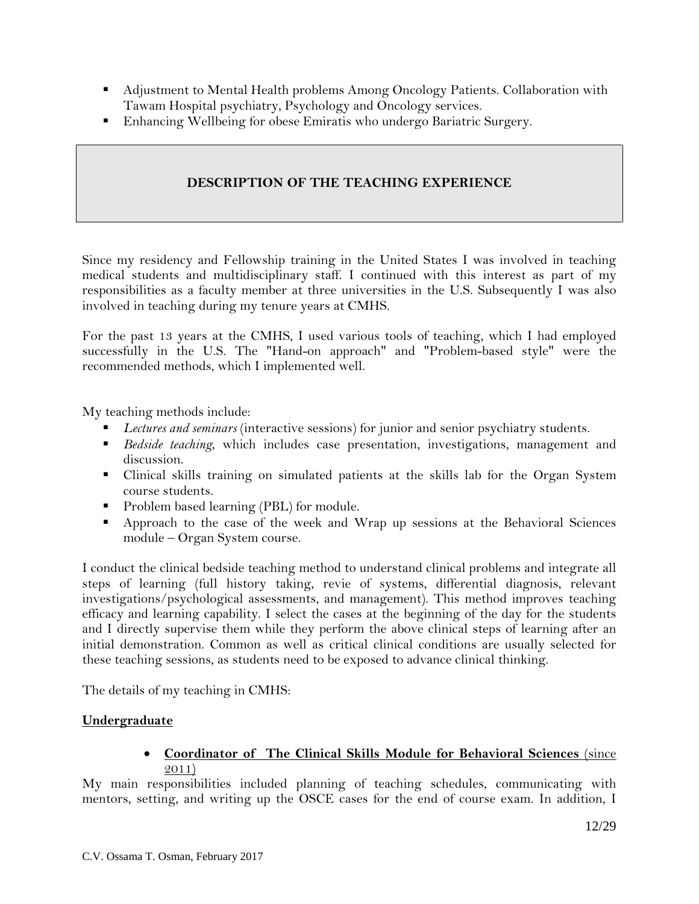- Adjustment to Mental Health problems Among Oncology Patients. Collaboration with Tawam Hospital psychiatry, Psychology and Oncology services.
- Enhancing Wellbeing for obese Emiratis who undergo Bariatric Surgery.

## DESCRIPTION OF THE TEACHING EXPERIENCE

Since my residency and Fellowship training in the United States I was involved in teaching medical students and multidisciplinary staff. I continued with this interest as part of my responsibilities as a faculty member at three universities in the U.S. Subsequently I was also involved in teaching during my tenure years at CMHS.

For the past 13 years at the CMHS, I used various tools of teaching, which I had employed successfully in the U.S. The "Hand-on approach" and "Problem-based style" were the recommended methods, which I implemented well.

My teaching methods include:

- *Lectures and seminars* (interactive sessions) for junior and senior psychiatry students.
- *Bedside teaching*, which includes case presentation, investigations, management and discussion.
- Clinical skills training on simulated patients at the skills lab for the Organ System course students.
- Problem based learning (PBL) for module.
- Approach to the case of the week and Wrap up sessions at the Behavioral Sciences module – Organ System course.

I conduct the clinical bedside teaching method to understand clinical problems and integrate all steps of learning (full history taking, revie of systems, differential diagnosis, relevant investigations/psychological assessments, and management). This method improves teaching efficacy and learning capability. I select the cases at the beginning of the day for the students and I directly supervise them while they perform the above clinical steps of learning after an initial demonstration. Common as well as critical clinical conditions are usually selected for these teaching sessions, as students need to be exposed to advance clinical thinking.

The details of my teaching in CMHS:

**Undergraduate**

- **Coordinator of The Clinical Skills Module for Behavioral Sciences** (since 2011)

My main responsibilities included planning of teaching schedules, communicating with mentors, setting, and writing up the OSCE cases for the end of course exam. In addition, I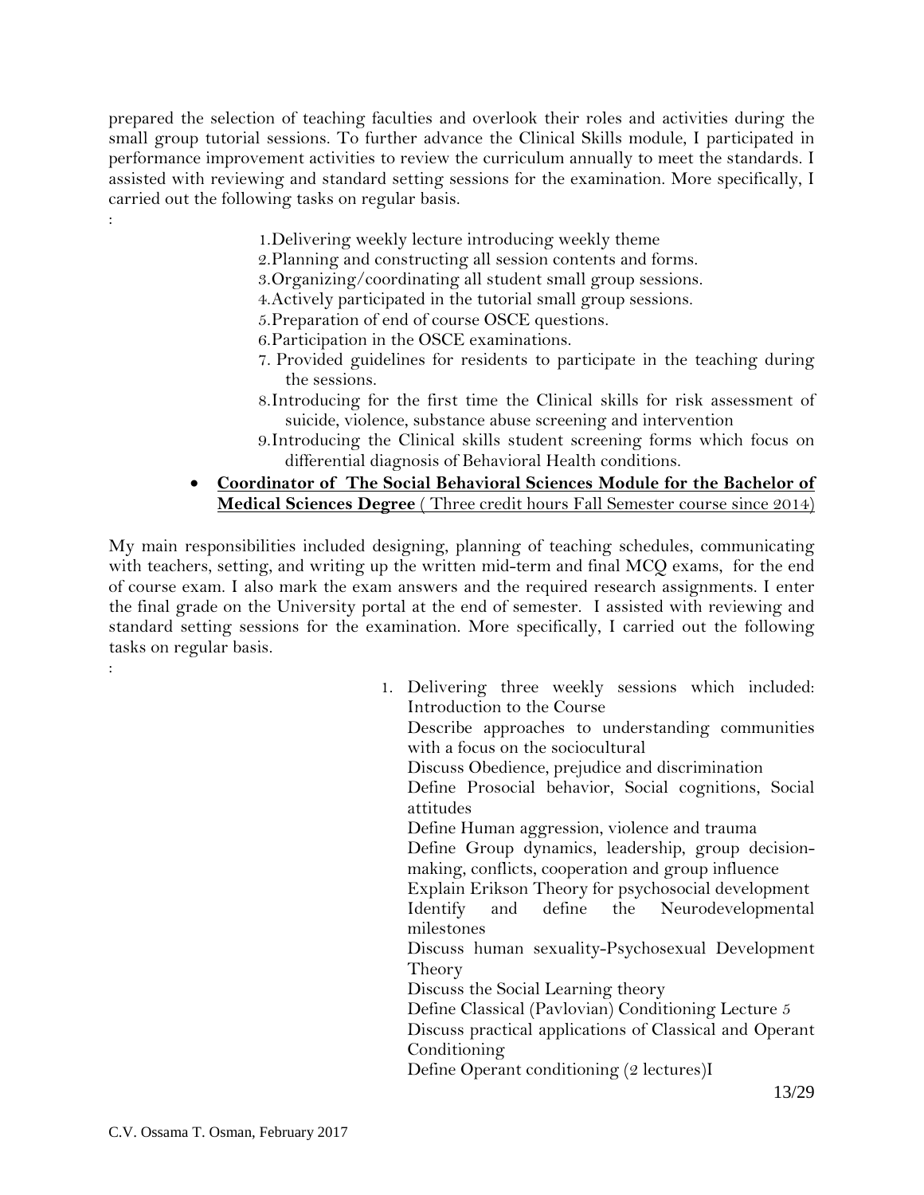prepared the selection of teaching faculties and overlook their roles and activities during the small group tutorial sessions. To further advance the Clinical Skills module, I participated in performance improvement activities to review the curriculum annually to meet the standards. I assisted with reviewing and standard setting sessions for the examination. More specifically, I carried out the following tasks on regular basis.

:

1. Delivering weekly lecture introducing weekly theme
2. Planning and constructing all session contents and forms.
3. Organizing/coordinating all student small group sessions.
4. Actively participated in the tutorial small group sessions.
5. Preparation of end of course OSCE questions.
6. Participation in the OSCE examinations.
7. Provided guidelines for residents to participate in the teaching during the sessions.
8. Introducing for the first time the Clinical skills for risk assessment of suicide, violence, substance abuse screening and intervention
9. Introducing the Clinical skills student screening forms which focus on differential diagnosis of Behavioral Health conditions.

- **<u>Coordinator of The Social Behavioral Sciences Module for the Bachelor of Medical Sciences Degree</u>** <u>( Three credit hours Fall Semester course since 2014)</u>

My main responsibilities included designing, planning of teaching schedules, communicating with teachers, setting, and writing up the written mid-term and final MCQ exams, for the end of course exam. I also mark the exam answers and the required research assignments. I enter the final grade on the University portal at the end of semester. I assisted with reviewing and standard setting sessions for the examination. More specifically, I carried out the following tasks on regular basis.

:

1. Delivering three weekly sessions which included:
   Introduction to the Course
   Describe approaches to understanding communities with a focus on the sociocultural
   Discuss Obedience, prejudice and discrimination
   Define Prosocial behavior, Social cognitions, Social attitudes
   Define Human aggression, violence and trauma
   Define Group dynamics, leadership, group decision-making, conflicts, cooperation and group influence
   Explain Erikson Theory for psychosocial development
   Identify and define the Neurodevelopmental milestones
   Discuss human sexuality-Psychosexual Development Theory
   Discuss the Social Learning theory
   Define Classical (Pavlovian) Conditioning Lecture 5
   Discuss practical applications of Classical and Operant Conditioning
   Define Operant conditioning (2 lectures)I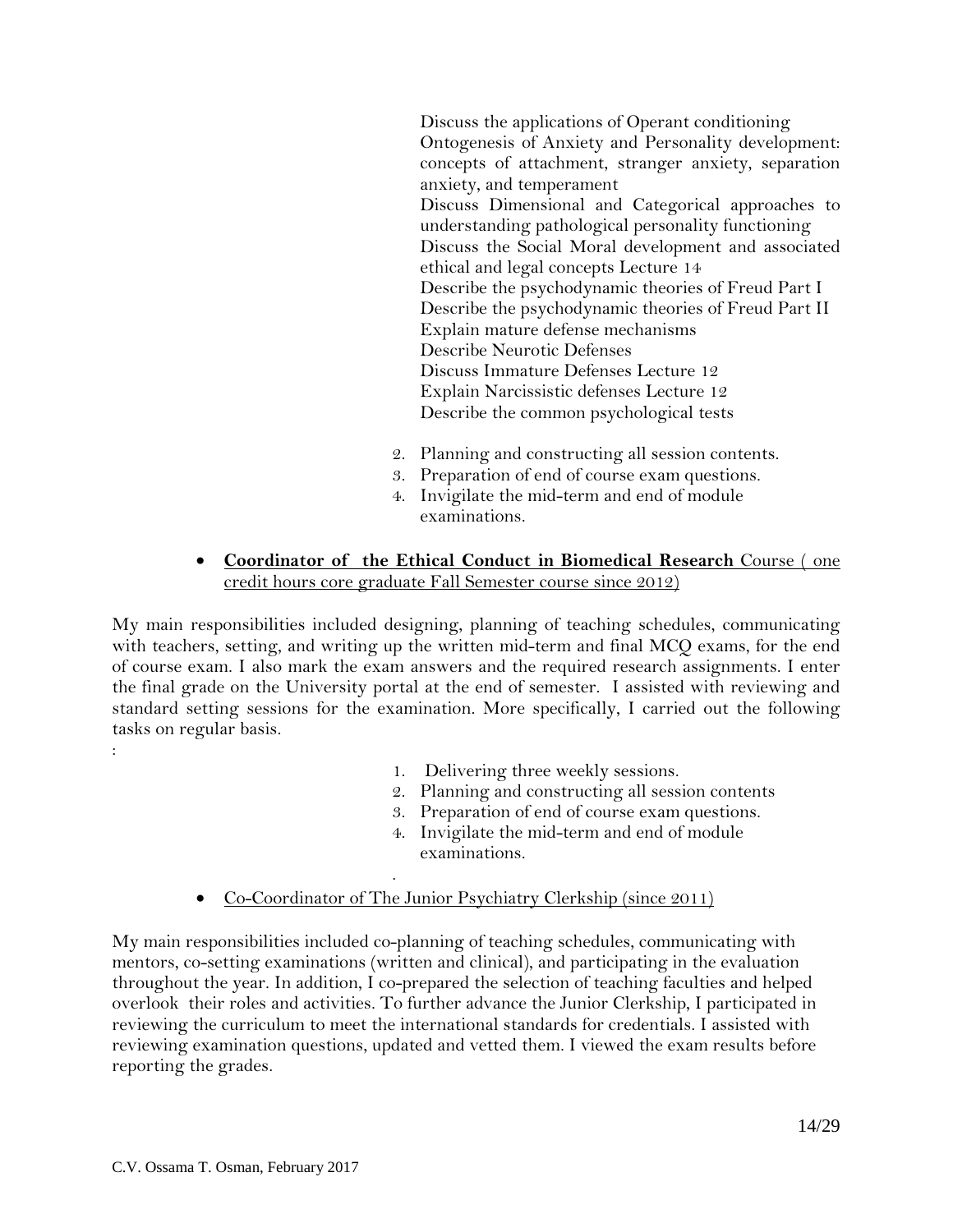Discuss the applications of Operant conditioning
Ontogenesis of Anxiety and Personality development: concepts of attachment, stranger anxiety, separation anxiety, and temperament
Discuss Dimensional and Categorical approaches to understanding pathological personality functioning
Discuss the Social Moral development and associated ethical and legal concepts Lecture 14
Describe the psychodynamic theories of Freud Part I
Describe the psychodynamic theories of Freud Part II
Explain mature defense mechanisms
Describe Neurotic Defenses
Discuss Immature Defenses Lecture 12
Explain Narcissistic defenses Lecture 12
Describe the common psychological tests

2. Planning and constructing all session contents.
3. Preparation of end of course exam questions.
4. Invigilate the mid-term and end of module examinations.

- **Coordinator of the Ethical Conduct in Biomedical Research** Course ( one credit hours core graduate Fall Semester course since 2012)

My main responsibilities included designing, planning of teaching schedules, communicating with teachers, setting, and writing up the written mid-term and final MCQ exams, for the end of course exam. I also mark the exam answers and the required research assignments. I enter the final grade on the University portal at the end of semester. I assisted with reviewing and standard setting sessions for the examination. More specifically, I carried out the following tasks on regular basis.
:

1. Delivering three weekly sessions.
2. Planning and constructing all session contents
3. Preparation of end of course exam questions.
4. Invigilate the mid-term and end of module examinations.

.

- Co-Coordinator of The Junior Psychiatry Clerkship (since 2011)

My main responsibilities included co-planning of teaching schedules, communicating with mentors, co-setting examinations (written and clinical), and participating in the evaluation throughout the year. In addition, I co-prepared the selection of teaching faculties and helped overlook their roles and activities. To further advance the Junior Clerkship, I participated in reviewing the curriculum to meet the international standards for credentials. I assisted with reviewing examination questions, updated and vetted them. I viewed the exam results before reporting the grades.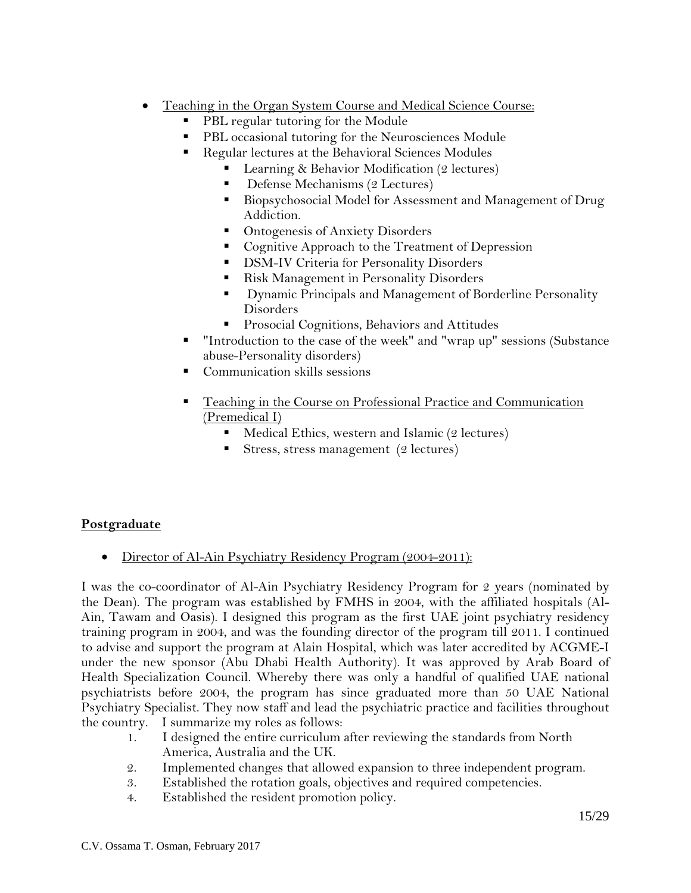- <u>Teaching in the Organ System Course and Medical Science Course:</u>
    - PBL regular tutoring for the Module
    - PBL occasional tutoring for the Neurosciences Module
    - Regular lectures at the Behavioral Sciences Modules
        - Learning & Behavior Modification (2 lectures)
        - Defense Mechanisms (2 Lectures)
        - Biopsychosocial Model for Assessment and Management of Drug Addiction.
        - Ontogenesis of Anxiety Disorders
        - Cognitive Approach to the Treatment of Depression
        - DSM-IV Criteria for Personality Disorders
        - Risk Management in Personality Disorders
        - Dynamic Principals and Management of Borderline Personality Disorders
        - Prosocial Cognitions, Behaviors and Attitudes
    - "Introduction to the case of the week" and "wrap up" sessions (Substance abuse-Personality disorders)
    - Communication skills sessions
    - <u>Teaching in the Course on Professional Practice and Communication (Premedical I)</u>
        - Medical Ethics, western and Islamic (2 lectures)
        - Stress, stress management (2 lectures)

**<u>Postgraduate</u>**

- <u>Director of Al-Ain Psychiatry Residency Program (2004-2011):</u>

I was the co-coordinator of Al-Ain Psychiatry Residency Program for 2 years (nominated by the Dean). The program was established by FMHS in 2004, with the affiliated hospitals (Al-Ain, Tawam and Oasis). I designed this program as the first UAE joint psychiatry residency training program in 2004, and was the founding director of the program till 2011. I continued to advise and support the program at Alain Hospital, which was later accredited by ACGME-I under the new sponsor (Abu Dhabi Health Authority). It was approved by Arab Board of Health Specialization Council. Whereby there was only a handful of qualified UAE national psychiatrists before 2004, the program has since graduated more than 50 UAE National Psychiatry Specialist. They now staff and lead the psychiatric practice and facilities throughout the country. I summarize my roles as follows:

1. I designed the entire curriculum after reviewing the standards from North America, Australia and the UK.
2. Implemented changes that allowed expansion to three independent program.
3. Established the rotation goals, objectives and required competencies.
4. Established the resident promotion policy.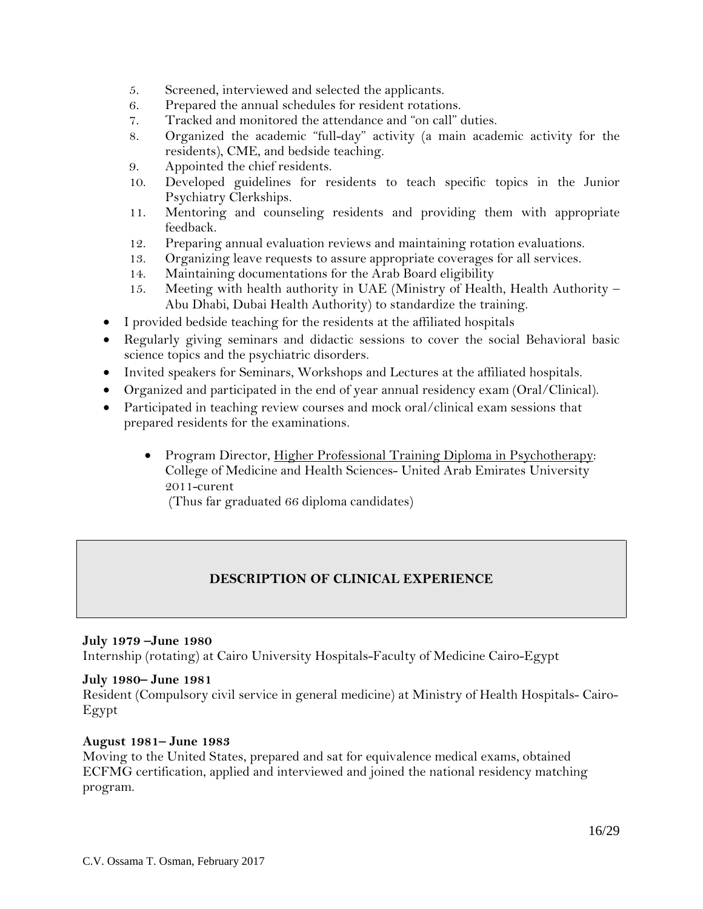5. Screened, interviewed and selected the applicants.
6. Prepared the annual schedules for resident rotations.
7. Tracked and monitored the attendance and "on call" duties.
8. Organized the academic "full-day" activity (a main academic activity for the residents), CME, and bedside teaching.
9. Appointed the chief residents.
10. Developed guidelines for residents to teach specific topics in the Junior Psychiatry Clerkships.
11. Mentoring and counseling residents and providing them with appropriate feedback.
12. Preparing annual evaluation reviews and maintaining rotation evaluations.
13. Organizing leave requests to assure appropriate coverages for all services.
14. Maintaining documentations for the Arab Board eligibility
15. Meeting with health authority in UAE (Ministry of Health, Health Authority – Abu Dhabi, Dubai Health Authority) to standardize the training.

- I provided bedside teaching for the residents at the affiliated hospitals
- Regularly giving seminars and didactic sessions to cover the social Behavioral basic science topics and the psychiatric disorders.
- Invited speakers for Seminars, Workshops and Lectures at the affiliated hospitals.
- Organized and participated in the end of year annual residency exam (Oral/Clinical).
- Participated in teaching review courses and mock oral/clinical exam sessions that prepared residents for the examinations.

  - Program Director, <u>Higher Professional Training Diploma in Psychotherapy</u>: College of Medicine and Health Sciences- United Arab Emirates University 2011-curent
    (Thus far graduated 66 diploma candidates)

## DESCRIPTION OF CLINICAL EXPERIENCE

**July 1979 –June 1980**
Internship (rotating) at Cairo University Hospitals-Faculty of Medicine Cairo-Egypt

**July 1980– June 1981**
Resident (Compulsory civil service in general medicine) at Ministry of Health Hospitals- Cairo-Egypt

**August 1981– June 1983**
Moving to the United States, prepared and sat for equivalence medical exams, obtained ECFMG certification, applied and interviewed and joined the national residency matching program.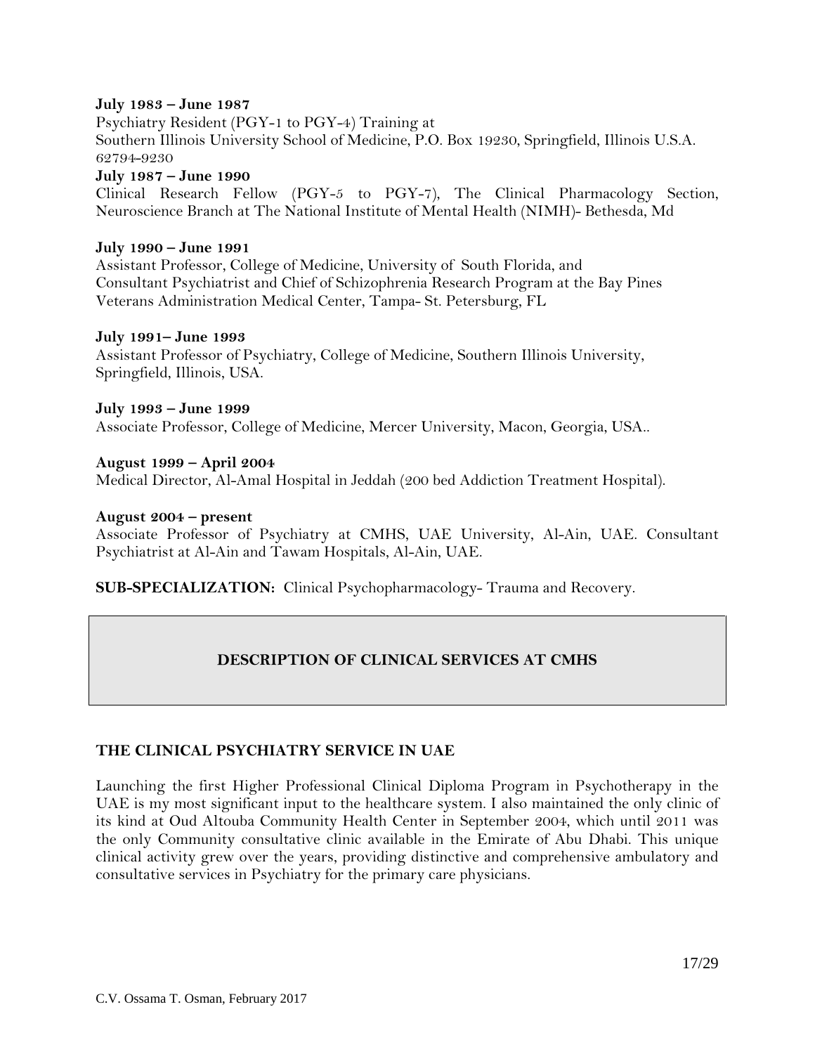**July 1983 – June 1987**
Psychiatry Resident (PGY-1 to PGY-4) Training at
Southern Illinois University School of Medicine, P.O. Box 19230, Springfield, Illinois U.S.A. 62794-9230

**July 1987 – June 1990**
Clinical Research Fellow (PGY-5 to PGY-7), The Clinical Pharmacology Section, Neuroscience Branch at The National Institute of Mental Health (NIMH)- Bethesda, Md

**July 1990 – June 1991**
Assistant Professor, College of Medicine, University of South Florida, and
Consultant Psychiatrist and Chief of Schizophrenia Research Program at the Bay Pines Veterans Administration Medical Center, Tampa- St. Petersburg, FL

**July 1991– June 1993**
Assistant Professor of Psychiatry, College of Medicine, Southern Illinois University, Springfield, Illinois, USA.

**July 1993 – June 1999**
Associate Professor, College of Medicine, Mercer University, Macon, Georgia, USA..

**August 1999 – April 2004**
Medical Director, Al-Amal Hospital in Jeddah (200 bed Addiction Treatment Hospital).

**August 2004 – present**
Associate Professor of Psychiatry at CMHS, UAE University, Al-Ain, UAE. Consultant Psychiatrist at Al-Ain and Tawam Hospitals, Al-Ain, UAE.

**SUB-SPECIALIZATION:** Clinical Psychopharmacology- Trauma and Recovery.

## DESCRIPTION OF CLINICAL SERVICES AT CMHS

### THE CLINICAL PSYCHIATRY SERVICE IN UAE

Launching the first Higher Professional Clinical Diploma Program in Psychotherapy in the UAE is my most significant input to the healthcare system. I also maintained the only clinic of its kind at Oud Altouba Community Health Center in September 2004, which until 2011 was the only Community consultative clinic available in the Emirate of Abu Dhabi. This unique clinical activity grew over the years, providing distinctive and comprehensive ambulatory and consultative services in Psychiatry for the primary care physicians.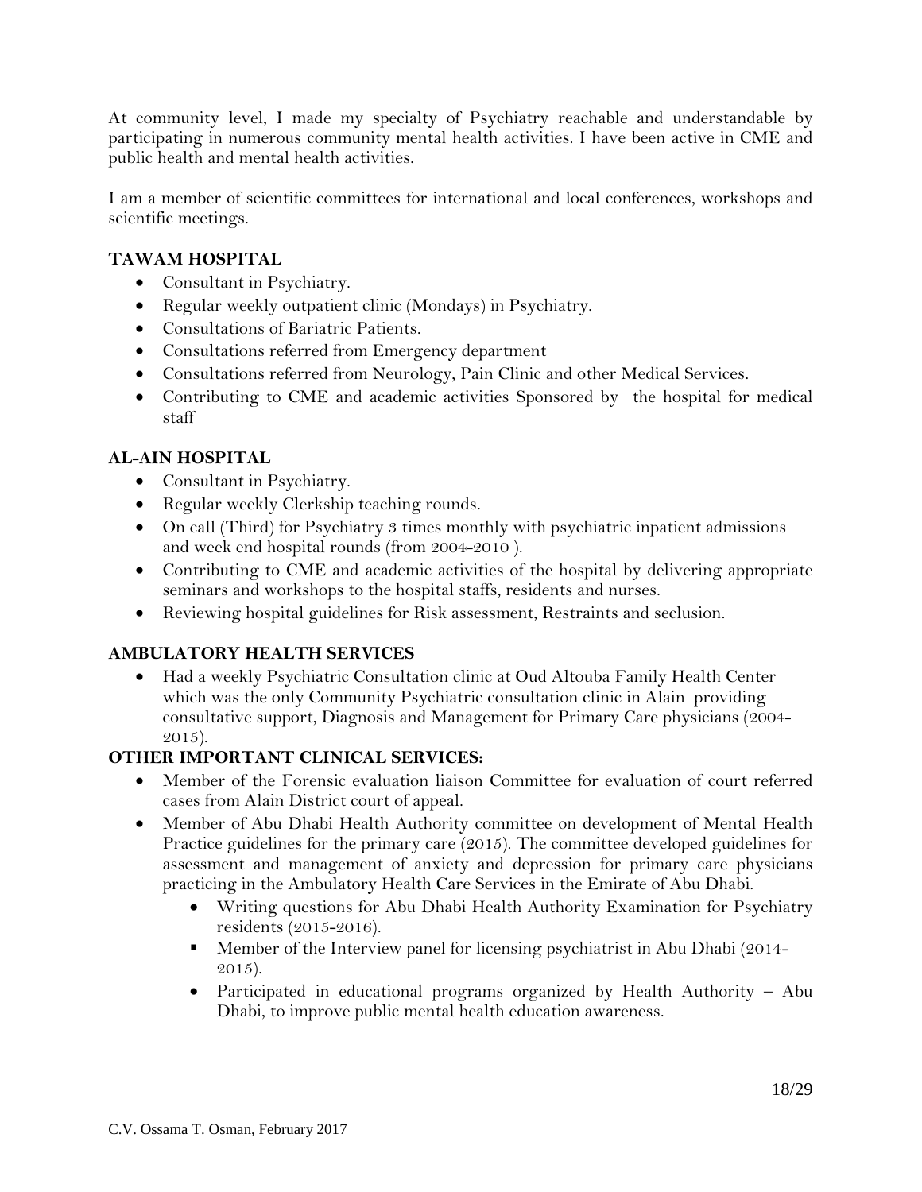At community level, I made my specialty of Psychiatry reachable and understandable by participating in numerous community mental health activities. I have been active in CME and public health and mental health activities.

I am a member of scientific committees for international and local conferences, workshops and scientific meetings.

**TAWAM HOSPITAL**

- Consultant in Psychiatry.
- Regular weekly outpatient clinic (Mondays) in Psychiatry.
- Consultations of Bariatric Patients.
- Consultations referred from Emergency department
- Consultations referred from Neurology, Pain Clinic and other Medical Services.
- Contributing to CME and academic activities Sponsored by the hospital for medical staff

**AL-AIN HOSPITAL**

- Consultant in Psychiatry.
- Regular weekly Clerkship teaching rounds.
- On call (Third) for Psychiatry 3 times monthly with psychiatric inpatient admissions and week end hospital rounds (from 2004-2010 ).
- Contributing to CME and academic activities of the hospital by delivering appropriate seminars and workshops to the hospital staffs, residents and nurses.
- Reviewing hospital guidelines for Risk assessment, Restraints and seclusion.

**AMBULATORY HEALTH SERVICES**

- Had a weekly Psychiatric Consultation clinic at Oud Altouba Family Health Center which was the only Community Psychiatric consultation clinic in Alain providing consultative support, Diagnosis and Management for Primary Care physicians (2004-2015).

**OTHER IMPORTANT CLINICAL SERVICES:**

- Member of the Forensic evaluation liaison Committee for evaluation of court referred cases from Alain District court of appeal.
- Member of Abu Dhabi Health Authority committee on development of Mental Health Practice guidelines for the primary care (2015). The committee developed guidelines for assessment and management of anxiety and depression for primary care physicians practicing in the Ambulatory Health Care Services in the Emirate of Abu Dhabi.
  - Writing questions for Abu Dhabi Health Authority Examination for Psychiatry residents (2015-2016).
  - Member of the Interview panel for licensing psychiatrist in Abu Dhabi (2014-2015).
  - Participated in educational programs organized by Health Authority – Abu Dhabi, to improve public mental health education awareness.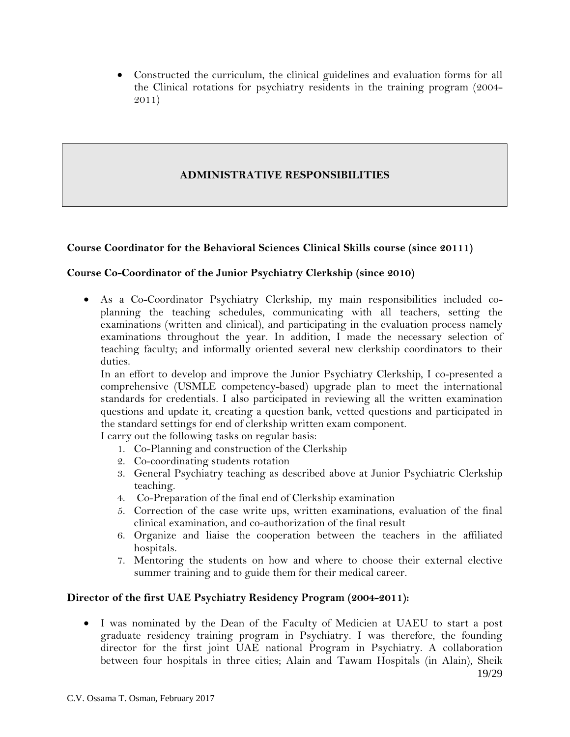- Constructed the curriculum, the clinical guidelines and evaluation forms for all the Clinical rotations for psychiatry residents in the training program (2004-2011)

## ADMINISTRATIVE RESPONSIBILITIES

**Course Coordinator for the Behavioral Sciences Clinical Skills course (since 20111)**

**Course Co-Coordinator of the Junior Psychiatry Clerkship (since 2010)**

- As a Co-Coordinator Psychiatry Clerkship, my main responsibilities included co-planning the teaching schedules, communicating with all teachers, setting the examinations (written and clinical), and participating in the evaluation process namely examinations throughout the year. In addition, I made the necessary selection of teaching faculty; and informally oriented several new clerkship coordinators to their duties.

  In an effort to develop and improve the Junior Psychiatry Clerkship, I co-presented a comprehensive (USMLE competency-based) upgrade plan to meet the international standards for credentials. I also participated in reviewing all the written examination questions and update it, creating a question bank, vetted questions and participated in the standard settings for end of clerkship written exam component.

  I carry out the following tasks on regular basis:
  1. Co-Planning and construction of the Clerkship
  2. Co-coordinating students rotation
  3. General Psychiatry teaching as described above at Junior Psychiatric Clerkship teaching.
  4. Co-Preparation of the final end of Clerkship examination
  5. Correction of the case write ups, written examinations, evaluation of the final clinical examination, and co-authorization of the final result
  6. Organize and liaise the cooperation between the teachers in the affiliated hospitals.
  7. Mentoring the students on how and where to choose their external elective summer training and to guide them for their medical career.

**Director of the first UAE Psychiatry Residency Program (2004-2011):**

- I was nominated by the Dean of the Faculty of Medicien at UAEU to start a post graduate residency training program in Psychiatry. I was therefore, the founding director for the first joint UAE national Program in Psychiatry. A collaboration between four hospitals in three cities; Alain and Tawam Hospitals (in Alain), Sheik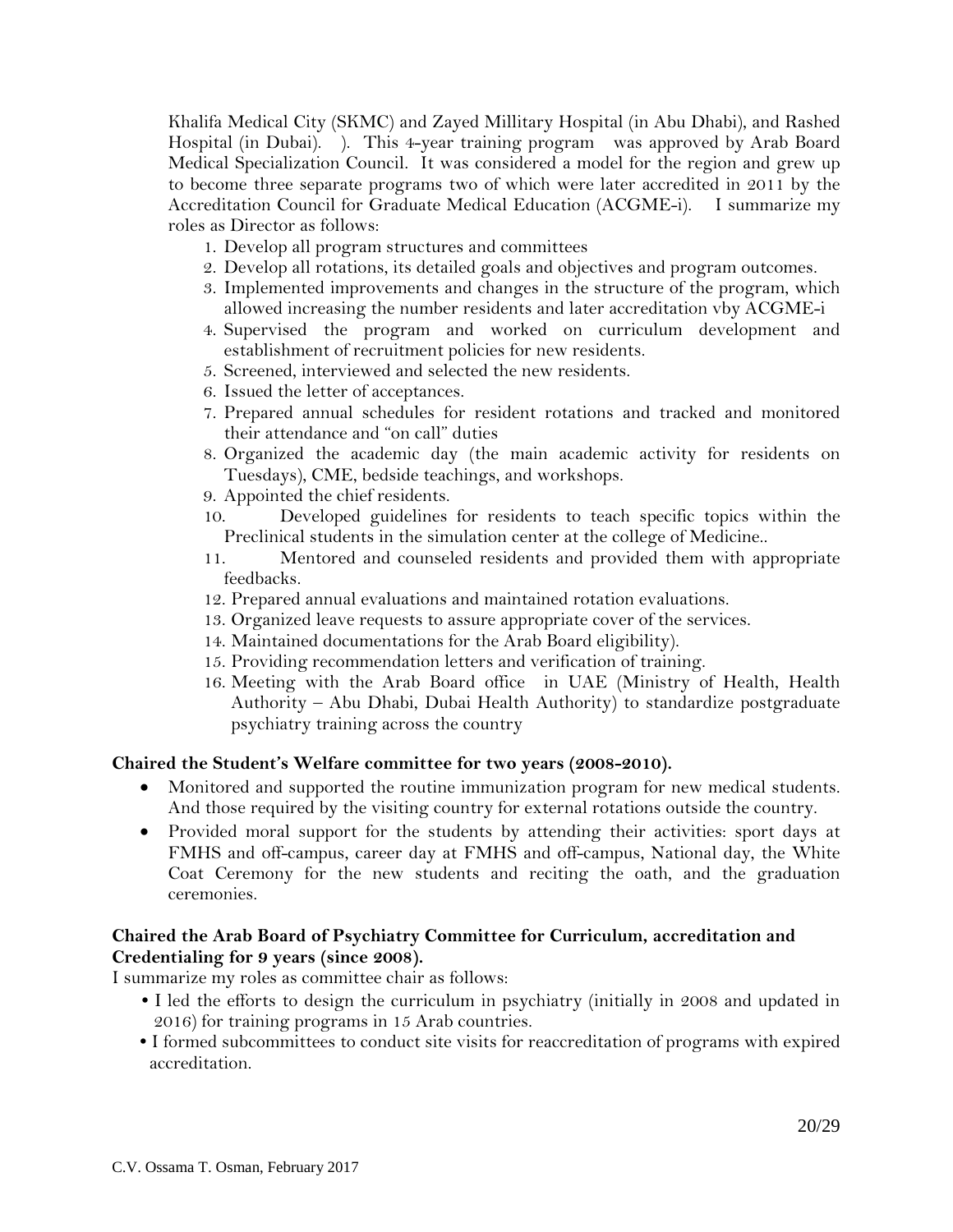Khalifa Medical City (SKMC) and Zayed Millitary Hospital (in Abu Dhabi), and Rashed Hospital (in Dubai). ). This 4-year training program was approved by Arab Board Medical Specialization Council. It was considered a model for the region and grew up to become three separate programs two of which were later accredited in 2011 by the Accreditation Council for Graduate Medical Education (ACGME-i). I summarize my roles as Director as follows:

1. Develop all program structures and committees
2. Develop all rotations, its detailed goals and objectives and program outcomes.
3. Implemented improvements and changes in the structure of the program, which allowed increasing the number residents and later accreditation vby ACGME-i
4. Supervised the program and worked on curriculum development and establishment of recruitment policies for new residents.
5. Screened, interviewed and selected the new residents.
6. Issued the letter of acceptances.
7. Prepared annual schedules for resident rotations and tracked and monitored their attendance and "on call" duties
8. Organized the academic day (the main academic activity for residents on Tuesdays), CME, bedside teachings, and workshops.
9. Appointed the chief residents.
10. Developed guidelines for residents to teach specific topics within the Preclinical students in the simulation center at the college of Medicine..
11. Mentored and counseled residents and provided them with appropriate feedbacks.
12. Prepared annual evaluations and maintained rotation evaluations.
13. Organized leave requests to assure appropriate cover of the services.
14. Maintained documentations for the Arab Board eligibility).
15. Providing recommendation letters and verification of training.
16. Meeting with the Arab Board office in UAE (Ministry of Health, Health Authority – Abu Dhabi, Dubai Health Authority) to standardize postgraduate psychiatry training across the country

**Chaired the Student's Welfare committee for two years (2008-2010).**

- Monitored and supported the routine immunization program for new medical students. And those required by the visiting country for external rotations outside the country.
- Provided moral support for the students by attending their activities: sport days at FMHS and off-campus, career day at FMHS and off-campus, National day, the White Coat Ceremony for the new students and reciting the oath, and the graduation ceremonies.

**Chaired the Arab Board of Psychiatry Committee for Curriculum, accreditation and Credentialing for 9 years (since 2008).**

I summarize my roles as committee chair as follows:

- I led the efforts to design the curriculum in psychiatry (initially in 2008 and updated in 2016) for training programs in 15 Arab countries.
- I formed subcommittees to conduct site visits for reaccreditation of programs with expired accreditation.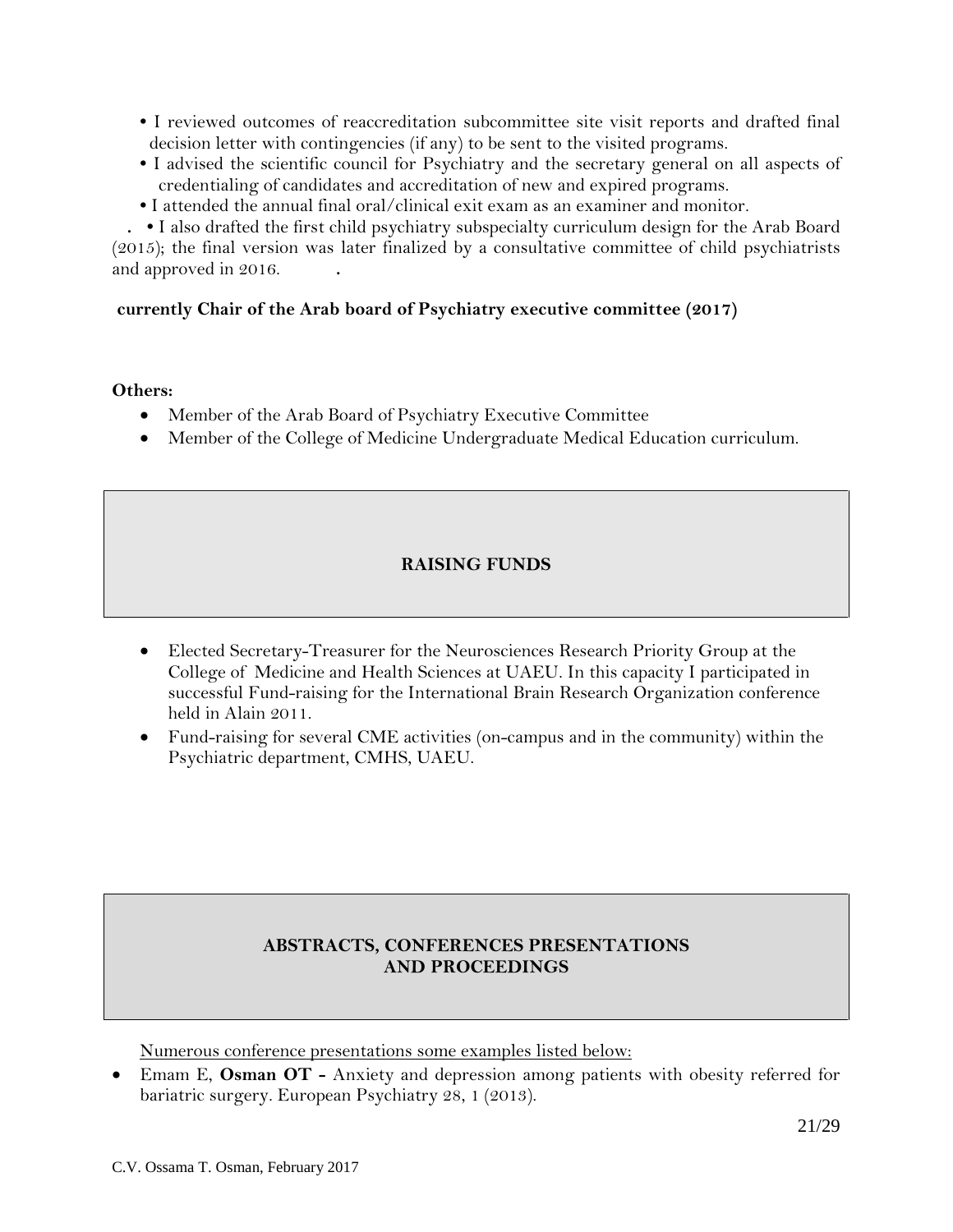- I reviewed outcomes of reaccreditation subcommittee site visit reports and drafted final decision letter with contingencies (if any) to be sent to the visited programs.
- I advised the scientific council for Psychiatry and the secretary general on all aspects of credentialing of candidates and accreditation of new and expired programs.
- I attended the annual final oral/clinical exit exam as an examiner and monitor.

. • I also drafted the first child psychiatry subspecialty curriculum design for the Arab Board (2015); the final version was later finalized by a consultative committee of child psychiatrists and approved in 2016. .

**currently Chair of the Arab board of Psychiatry executive committee (2017)**

**Others:**

- Member of the Arab Board of Psychiatry Executive Committee
- Member of the College of Medicine Undergraduate Medical Education curriculum.

## RAISING FUNDS

- Elected Secretary-Treasurer for the Neurosciences Research Priority Group at the College of Medicine and Health Sciences at UAEU. In this capacity I participated in successful Fund-raising for the International Brain Research Organization conference held in Alain 2011.
- Fund-raising for several CME activities (on-campus and in the community) within the Psychiatric department, CMHS, UAEU.

## ABSTRACTS, CONFERENCES PRESENTATIONS AND PROCEEDINGS

Numerous conference presentations some examples listed below:

- Emam E, **Osman OT -** Anxiety and depression among patients with obesity referred for bariatric surgery. European Psychiatry 28, 1 (2013).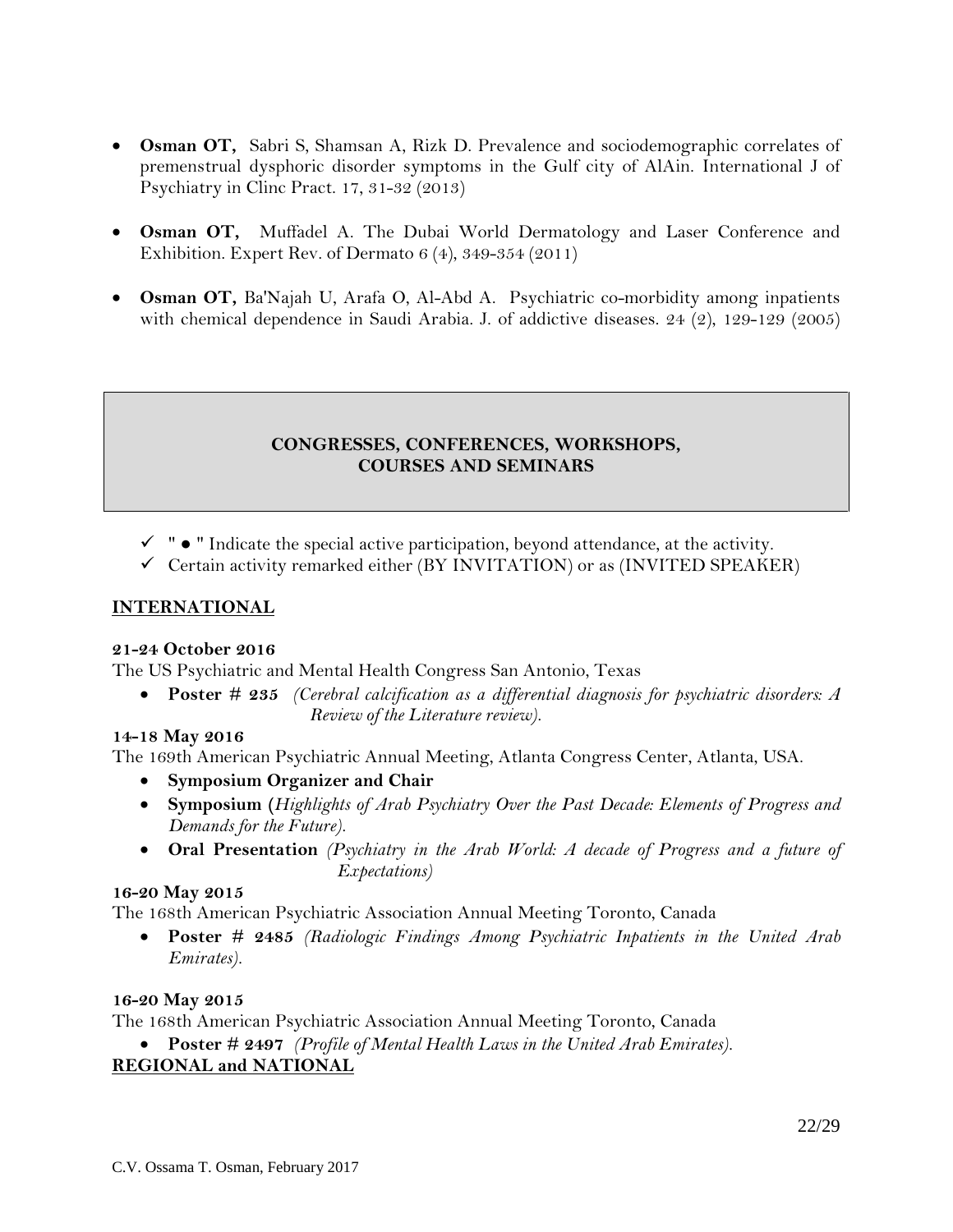- **Osman OT,** Sabri S, Shamsan A, Rizk D. Prevalence and sociodemographic correlates of premenstrual dysphoric disorder symptoms in the Gulf city of AlAin. International J of Psychiatry in Clinc Pract. 17, 31-32 (2013)

- **Osman OT,** Muffadel A. The Dubai World Dermatology and Laser Conference and Exhibition. Expert Rev. of Dermato 6 (4), 349-354 (2011)

- **Osman OT,** Ba'Najah U, Arafa O, Al-Abd A. Psychiatric co-morbidity among inpatients with chemical dependence in Saudi Arabia. J. of addictive diseases. 24 (2), 129-129 (2005)

## CONGRESSES, CONFERENCES, WORKSHOPS, COURSES AND SEMINARS

- ✓ " ● " Indicate the special active participation, beyond attendance, at the activity.
- ✓ Certain activity remarked either (BY INVITATION) or as (INVITED SPEAKER)

### INTERNATIONAL

**21-24 October 2016**

The US Psychiatric and Mental Health Congress San Antonio, Texas

- **Poster # 235** *(Cerebral calcification as a differential diagnosis for psychiatric disorders: A Review of the Literature review).*

**14-18 May 2016**

The 169th American Psychiatric Annual Meeting, Atlanta Congress Center, Atlanta, USA.

- **Symposium Organizer and Chair**
- **Symposium (***Highlights of Arab Psychiatry Over the Past Decade: Elements of Progress and Demands for the Future).*
- **Oral Presentation** *(Psychiatry in the Arab World: A decade of Progress and a future of Expectations)*

**16-20 May 2015**

The 168th American Psychiatric Association Annual Meeting Toronto, Canada

- **Poster # 2485** *(Radiologic Findings Among Psychiatric Inpatients in the United Arab Emirates).*

**16-20 May 2015**

The 168th American Psychiatric Association Annual Meeting Toronto, Canada

- **Poster # 2497** *(Profile of Mental Health Laws in the United Arab Emirates).*

### REGIONAL and NATIONAL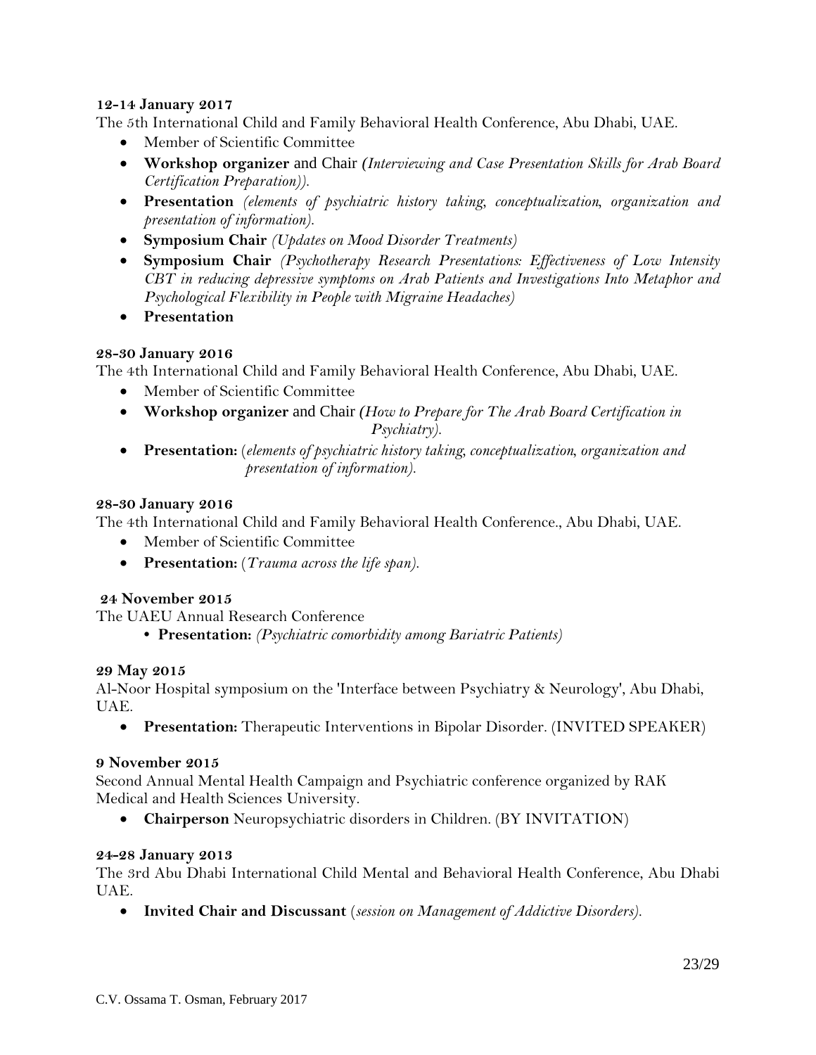**12-14 January 2017**

The 5th International Child and Family Behavioral Health Conference, Abu Dhabi, UAE.

- Member of Scientific Committee
- **Workshop organizer** and Chair *(Interviewing and Case Presentation Skills for Arab Board Certification Preparation)).*
- **Presentation** *(elements of psychiatric history taking, conceptualization, organization and presentation of information).*
- **Symposium Chair** *(Updates on Mood Disorder Treatments)*
- **Symposium Chair** *(Psychotherapy Research Presentations: Effectiveness of Low Intensity CBT in reducing depressive symptoms on Arab Patients and Investigations Into Metaphor and Psychological Flexibility in People with Migraine Headaches)*
- **Presentation**

**28-30 January 2016**

The 4th International Child and Family Behavioral Health Conference, Abu Dhabi, UAE.

- Member of Scientific Committee
- **Workshop organizer** and Chair *(How to Prepare for The Arab Board Certification in Psychiatry).*
- **Presentation:** (*elements of psychiatric history taking, conceptualization, organization and presentation of information).*

**28-30 January 2016**

The 4th International Child and Family Behavioral Health Conference., Abu Dhabi, UAE.

- Member of Scientific Committee
- **Presentation:** (*Trauma across the life span).*

**24 November 2015**

The UAEU Annual Research Conference

- **Presentation:** *(Psychiatric comorbidity among Bariatric Patients)*

**29 May 2015**

Al-Noor Hospital symposium on the 'Interface between Psychiatry & Neurology', Abu Dhabi, UAE.

- **Presentation:** Therapeutic Interventions in Bipolar Disorder. (INVITED SPEAKER)

**9 November 2015**

Second Annual Mental Health Campaign and Psychiatric conference organized by RAK Medical and Health Sciences University.

- **Chairperson** Neuropsychiatric disorders in Children. (BY INVITATION)

**24-28 January 2013**

The 3rd Abu Dhabi International Child Mental and Behavioral Health Conference, Abu Dhabi UAE.

- **Invited Chair and Discussant** (*session on Management of Addictive Disorders).*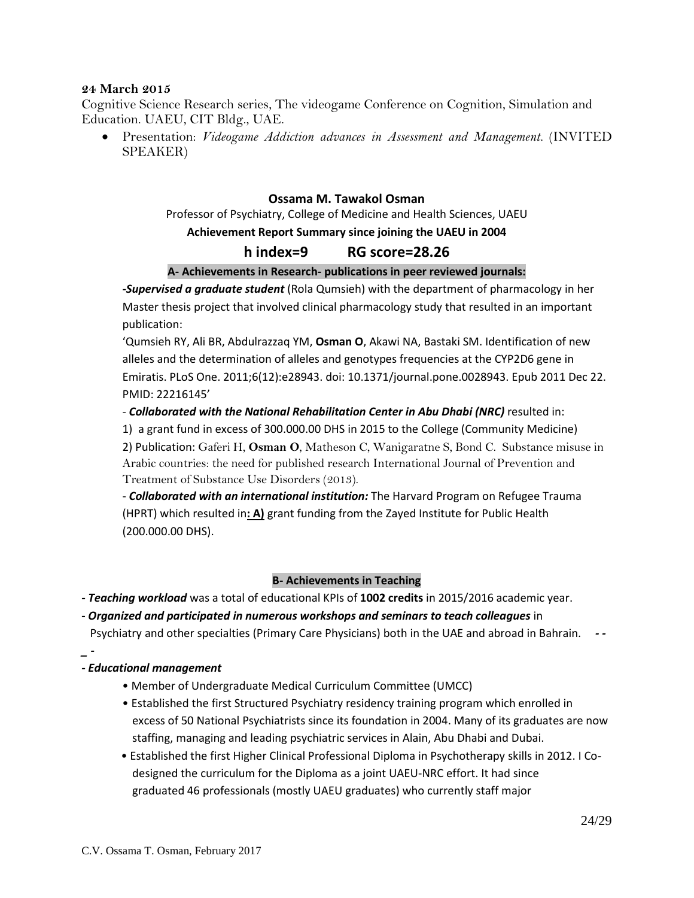**24 March 2015**

Cognitive Science Research series, The videogame Conference on Cognition, Simulation and Education. UAEU, CIT Bldg., UAE.

- Presentation: *Videogame Addiction advances in Assessment and Management.* (INVITED SPEAKER)

**Ossama M. Tawakol Osman**

Professor of Psychiatry, College of Medicine and Health Sciences, UAEU

**Achievement Report Summary since joining the UAEU in 2004**

## h index=9 RG score=28.26

**A- Achievements in Research- publications in peer reviewed journals:**

***-Supervised a graduate student*** (Rola Qumsieh) with the department of pharmacology in her Master thesis project that involved clinical pharmacology study that resulted in an important publication:

'Qumsieh RY, Ali BR, Abdulrazzaq YM, **Osman O**, Akawi NA, Bastaki SM. Identification of new alleles and the determination of alleles and genotypes frequencies at the CYP2D6 gene in Emiratis. PLoS One. 2011;6(12):e28943. doi: 10.1371/journal.pone.0028943. Epub 2011 Dec 22. PMID: 22216145'

- ***Collaborated with the National Rehabilitation Center in Abu Dhabi (NRC)*** resulted in:

1) a grant fund in excess of 300.000.00 DHS in 2015 to the College (Community Medicine)

2) Publication: Gaferi H, **Osman O**, Matheson C, Wanigaratne S, Bond C. Substance misuse in Arabic countries: the need for published research International Journal of Prevention and Treatment of Substance Use Disorders (2013).

- ***Collaborated with an international institution:*** The Harvard Program on Refugee Trauma (HPRT) which resulted in**: A)** grant funding from the Zayed Institute for Public Health (200.000.00 DHS).

**B- Achievements in Teaching**

- ***Teaching workload*** was a total of educational KPIs of **1002 credits** in 2015/2016 academic year.

- ***Organized and participated in numerous workshops and seminars to teach colleagues*** in Psychiatry and other specialties (Primary Care Physicians) both in the UAE and abroad in Bahrain. - -

_ -

***- Educational management***

- Member of Undergraduate Medical Curriculum Committee (UMCC)
- Established the first Structured Psychiatry residency training program which enrolled in excess of 50 National Psychiatrists since its foundation in 2004. Many of its graduates are now staffing, managing and leading psychiatric services in Alain, Abu Dhabi and Dubai.
- Established the first Higher Clinical Professional Diploma in Psychotherapy skills in 2012. I Co-designed the curriculum for the Diploma as a joint UAEU-NRC effort. It had since graduated 46 professionals (mostly UAEU graduates) who currently staff major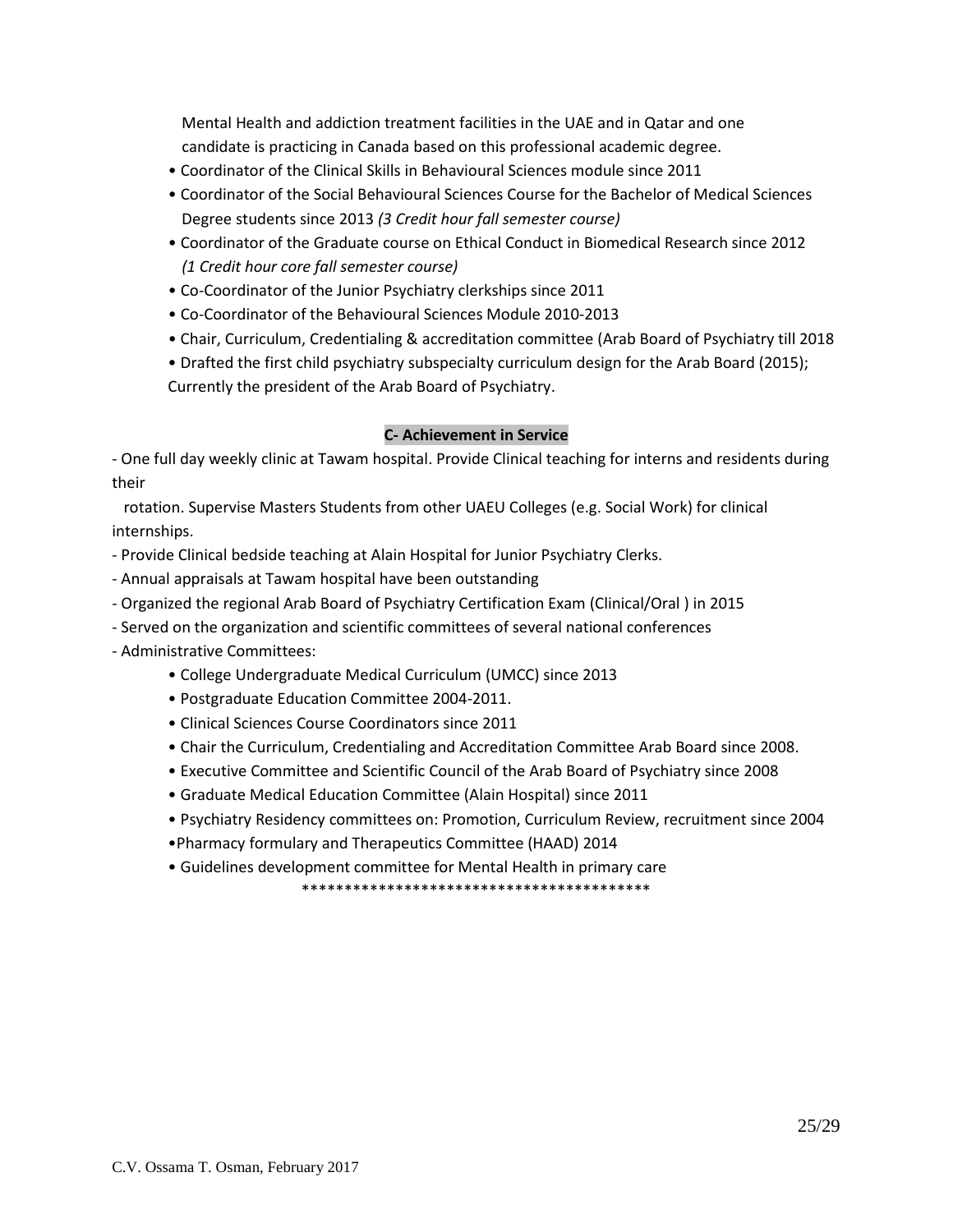Mental Health and addiction treatment facilities in the UAE and in Qatar and one candidate is practicing in Canada based on this professional academic degree.

- Coordinator of the Clinical Skills in Behavioural Sciences module since 2011
- Coordinator of the Social Behavioural Sciences Course for the Bachelor of Medical Sciences Degree students since 2013 *(3 Credit hour fall semester course)*
- Coordinator of the Graduate course on Ethical Conduct in Biomedical Research since 2012 *(1 Credit hour core fall semester course)*
- Co-Coordinator of the Junior Psychiatry clerkships since 2011
- Co-Coordinator of the Behavioural Sciences Module 2010-2013
- Chair, Curriculum, Credentialing & accreditation committee (Arab Board of Psychiatry till 2018
- Drafted the first child psychiatry subspecialty curriculum design for the Arab Board (2015); Currently the president of the Arab Board of Psychiatry.

### C- Achievement in Service

- One full day weekly clinic at Tawam hospital. Provide Clinical teaching for interns and residents during their rotation. Supervise Masters Students from other UAEU Colleges (e.g. Social Work) for clinical internships.
- Provide Clinical bedside teaching at Alain Hospital for Junior Psychiatry Clerks.
- Annual appraisals at Tawam hospital have been outstanding
- Organized the regional Arab Board of Psychiatry Certification Exam (Clinical/Oral ) in 2015
- Served on the organization and scientific committees of several national conferences
- Administrative Committees:
    - College Undergraduate Medical Curriculum (UMCC) since 2013
    - Postgraduate Education Committee 2004-2011.
    - Clinical Sciences Course Coordinators since 2011
    - Chair the Curriculum, Credentialing and Accreditation Committee Arab Board since 2008.
    - Executive Committee and Scientific Council of the Arab Board of Psychiatry since 2008
    - Graduate Medical Education Committee (Alain Hospital) since 2011
    - Psychiatry Residency committees on: Promotion, Curriculum Review, recruitment since 2004
    - Pharmacy formulary and Therapeutics Committee (HAAD) 2014
    - Guidelines development committee for Mental Health in primary care

******************************************